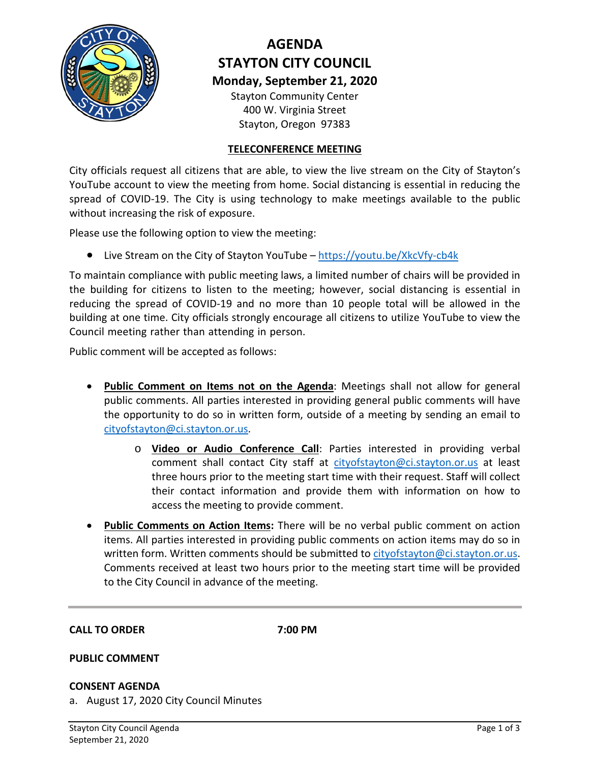# AGENDA
# STAYTON CITY COUNCIL
## Monday, September 21, 2020

Stayton Community Center
400 W. Virginia Street
Stayton, Oregon 97383

**TELECONFERENCE MEETING**

City officials request all citizens that are able, to view the live stream on the City of Stayton's YouTube account to view the meeting from home. Social distancing is essential in reducing the spread of COVID-19. The City is using technology to make meetings available to the public without increasing the risk of exposure.

Please use the following option to view the meeting:

- Live Stream on the City of Stayton YouTube – https://youtu.be/XkcVfy-cb4k

To maintain compliance with public meeting laws, a limited number of chairs will be provided in the building for citizens to listen to the meeting; however, social distancing is essential in reducing the spread of COVID-19 and no more than 10 people total will be allowed in the building at one time. City officials strongly encourage all citizens to utilize YouTube to view the Council meeting rather than attending in person.

Public comment will be accepted as follows:

- **Public Comment on Items not on the Agenda**: Meetings shall not allow for general public comments. All parties interested in providing general public comments will have the opportunity to do so in written form, outside of a meeting by sending an email to cityofstayton@ci.stayton.or.us.
  - **Video or Audio Conference Call**: Parties interested in providing verbal comment shall contact City staff at cityofstayton@ci.stayton.or.us at least three hours prior to the meeting start time with their request. Staff will collect their contact information and provide them with information on how to access the meeting to provide comment.
- **Public Comments on Action Items:** There will be no verbal public comment on action items. All parties interested in providing public comments on action items may do so in written form. Written comments should be submitted to cityofstayton@ci.stayton.or.us. Comments received at least two hours prior to the meeting start time will be provided to the City Council in advance of the meeting.

---

**CALL TO ORDER** 7:00 PM

**PUBLIC COMMENT**

**CONSENT AGENDA**

a. August 17, 2020 City Council Minutes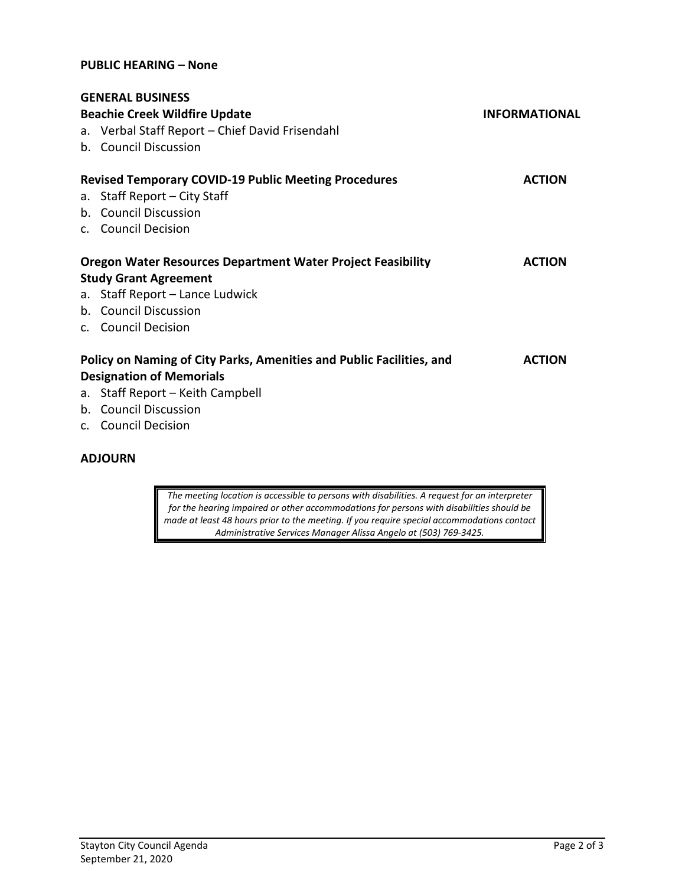**PUBLIC HEARING – None**

**GENERAL BUSINESS**

**Beachie Creek Wildfire Update** **INFORMATIONAL**

a. Verbal Staff Report – Chief David Frisendahl
b. Council Discussion

**Revised Temporary COVID-19 Public Meeting Procedures** **ACTION**

a. Staff Report – City Staff
b. Council Discussion
c. Council Decision

**Oregon Water Resources Department Water Project Feasibility Study Grant Agreement** **ACTION**

a. Staff Report – Lance Ludwick
b. Council Discussion
c. Council Decision

**Policy on Naming of City Parks, Amenities and Public Facilities, and Designation of Memorials** **ACTION**

a. Staff Report – Keith Campbell
b. Council Discussion
c. Council Decision

**ADJOURN**

*The meeting location is accessible to persons with disabilities. A request for an interpreter for the hearing impaired or other accommodations for persons with disabilities should be made at least 48 hours prior to the meeting. If you require special accommodations contact Administrative Services Manager Alissa Angelo at (503) 769-3425.*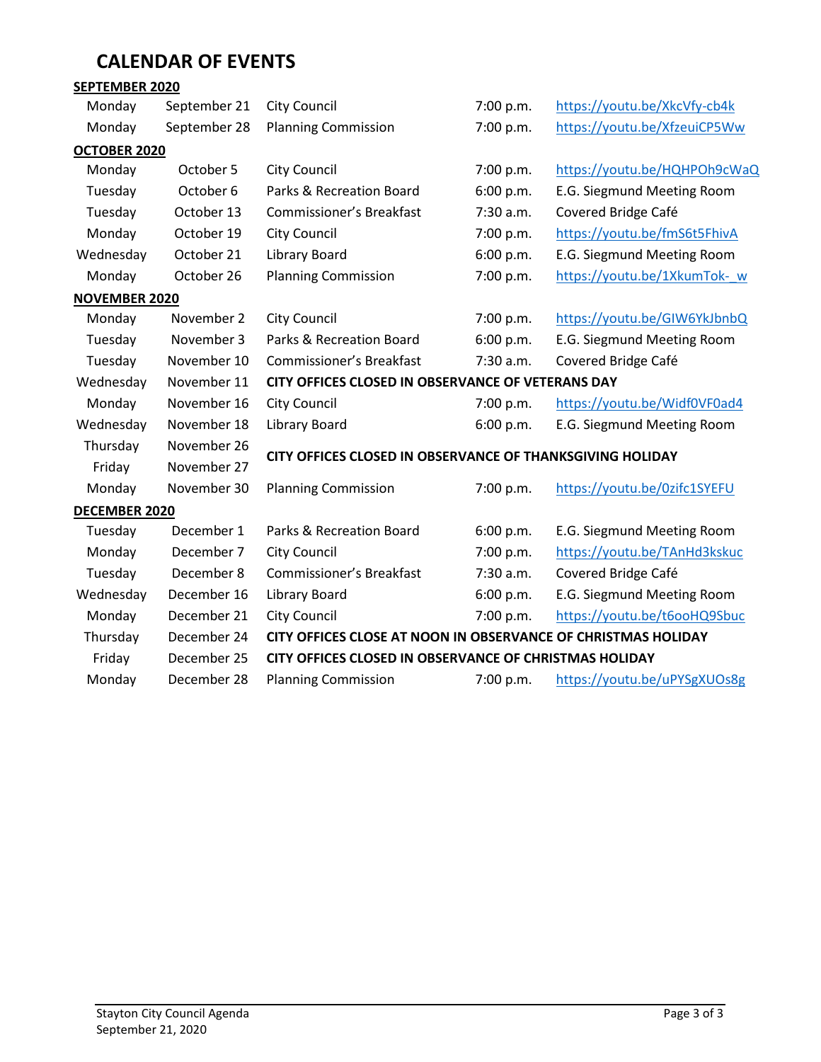# CALENDAR OF EVENTS

**SEPTEMBER 2020**

| | | | | |
|---|---|---|---|---|
| Monday | September 21 | City Council | 7:00 p.m. | https://youtu.be/XkcVfy-cb4k |
| Monday | September 28 | Planning Commission | 7:00 p.m. | https://youtu.be/XfzeuiCP5Ww |

**OCTOBER 2020**

| | | | | |
|---|---|---|---|---|
| Monday | October 5 | City Council | 7:00 p.m. | https://youtu.be/HQHPOh9cWaQ |
| Tuesday | October 6 | Parks & Recreation Board | 6:00 p.m. | E.G. Siegmund Meeting Room |
| Tuesday | October 13 | Commissioner's Breakfast | 7:30 a.m. | Covered Bridge Café |
| Monday | October 19 | City Council | 7:00 p.m. | https://youtu.be/fmS6t5FhivA |
| Wednesday | October 21 | Library Board | 6:00 p.m. | E.G. Siegmund Meeting Room |
| Monday | October 26 | Planning Commission | 7:00 p.m. | https://youtu.be/1XkumTok-_w |

**NOVEMBER 2020**

| | | | | |
|---|---|---|---|---|
| Monday | November 2 | City Council | 7:00 p.m. | https://youtu.be/GIW6YkJbnbQ |
| Tuesday | November 3 | Parks & Recreation Board | 6:00 p.m. | E.G. Siegmund Meeting Room |
| Tuesday | November 10 | Commissioner's Breakfast | 7:30 a.m. | Covered Bridge Café |
| Wednesday | November 11 | **CITY OFFICES CLOSED IN OBSERVANCE OF VETERANS DAY** | | |
| Monday | November 16 | City Council | 7:00 p.m. | https://youtu.be/Widf0VF0ad4 |
| Wednesday | November 18 | Library Board | 6:00 p.m. | E.G. Siegmund Meeting Room |
| Thursday | November 26 | **CITY OFFICES CLOSED IN OBSERVANCE OF THANKSGIVING HOLIDAY** | | |
| Friday | November 27 | | | |
| Monday | November 30 | Planning Commission | 7:00 p.m. | https://youtu.be/0zifc1SYEFU |

**DECEMBER 2020**

| | | | | |
|---|---|---|---|---|
| Tuesday | December 1 | Parks & Recreation Board | 6:00 p.m. | E.G. Siegmund Meeting Room |
| Monday | December 7 | City Council | 7:00 p.m. | https://youtu.be/TAnHd3kskuc |
| Tuesday | December 8 | Commissioner's Breakfast | 7:30 a.m. | Covered Bridge Café |
| Wednesday | December 16 | Library Board | 6:00 p.m. | E.G. Siegmund Meeting Room |
| Monday | December 21 | City Council | 7:00 p.m. | https://youtu.be/t6ooHQ9Sbuc |
| Thursday | December 24 | **CITY OFFICES CLOSE AT NOON IN OBSERVANCE OF CHRISTMAS HOLIDAY** | | |
| Friday | December 25 | **CITY OFFICES CLOSED IN OBSERVANCE OF CHRISTMAS HOLIDAY** | | |
| Monday | December 28 | Planning Commission | 7:00 p.m. | https://youtu.be/uPYSgXUOs8g |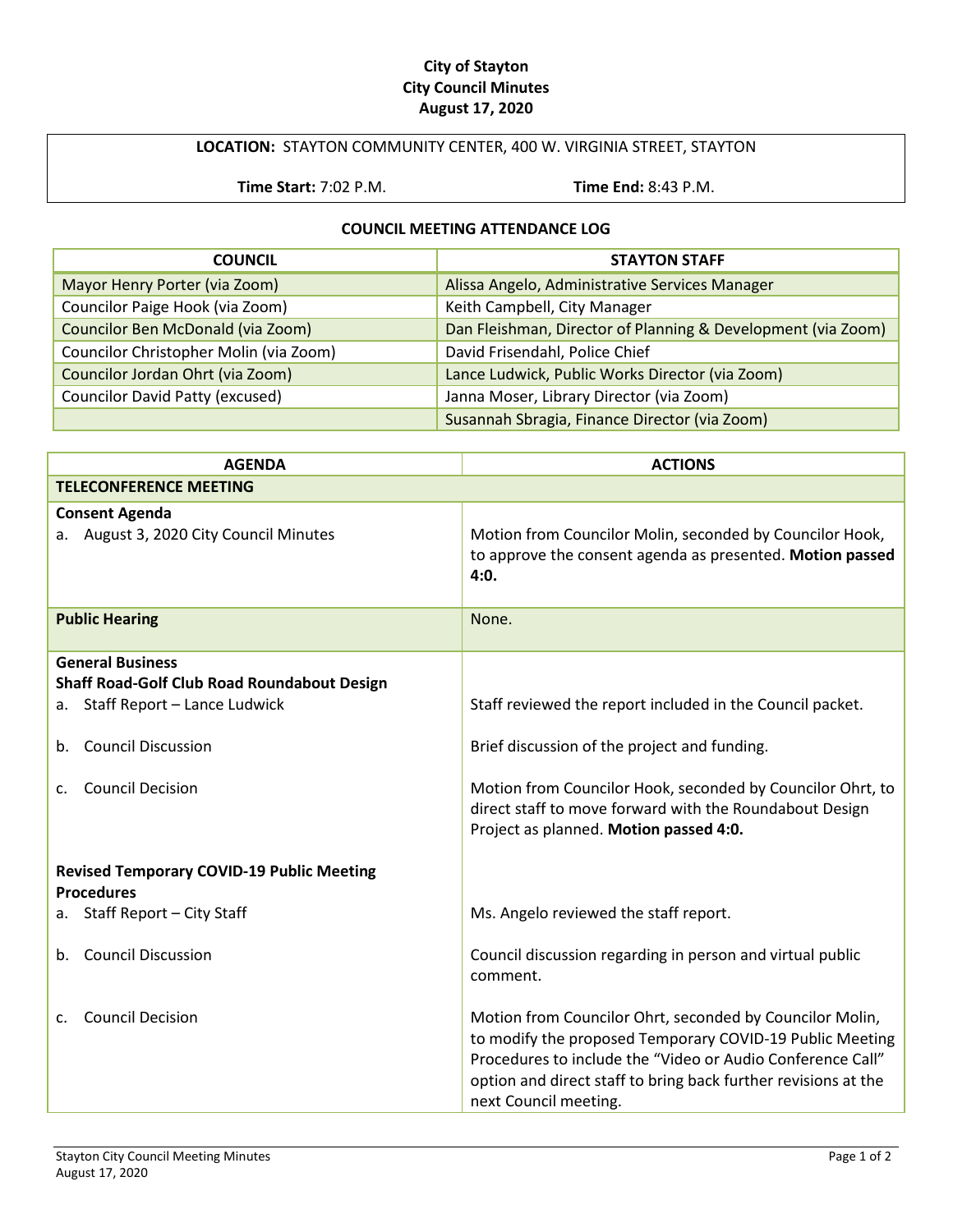**City of Stayton**
**City Council Minutes**
**August 17, 2020**

| **LOCATION:** STAYTON COMMUNITY CENTER, 400 W. VIRGINIA STREET, STAYTON | |
|---|---|
| **Time Start:** 7:02 P.M. | **Time End:** 8:43 P.M. |

**COUNCIL MEETING ATTENDANCE LOG**

| COUNCIL | STAYTON STAFF |
|---|---|
| Mayor Henry Porter (via Zoom) | Alissa Angelo, Administrative Services Manager |
| Councilor Paige Hook (via Zoom) | Keith Campbell, City Manager |
| Councilor Ben McDonald (via Zoom) | Dan Fleishman, Director of Planning & Development (via Zoom) |
| Councilor Christopher Molin (via Zoom) | David Frisendahl, Police Chief |
| Councilor Jordan Ohrt (via Zoom) | Lance Ludwick, Public Works Director (via Zoom) |
| Councilor David Patty (excused) | Janna Moser, Library Director (via Zoom) |
| | Susannah Sbragia, Finance Director (via Zoom) |

| AGENDA | ACTIONS |
|---|---|
| **TELECONFERENCE MEETING** | |
| **Consent Agenda**<br>a. August 3, 2020 City Council Minutes | Motion from Councilor Molin, seconded by Councilor Hook, to approve the consent agenda as presented. **Motion passed 4:0.** |
| **Public Hearing** | None. |
| **General Business**<br>**Shaff Road-Golf Club Road Roundabout Design** | |
| a. Staff Report – Lance Ludwick | Staff reviewed the report included in the Council packet. |
| b. Council Discussion | Brief discussion of the project and funding. |
| c. Council Decision | Motion from Councilor Hook, seconded by Councilor Ohrt, to direct staff to move forward with the Roundabout Design Project as planned. **Motion passed 4:0.** |
| **Revised Temporary COVID-19 Public Meeting Procedures** | |
| a. Staff Report – City Staff | Ms. Angelo reviewed the staff report. |
| b. Council Discussion | Council discussion regarding in person and virtual public comment. |
| c. Council Decision | Motion from Councilor Ohrt, seconded by Councilor Molin, to modify the proposed Temporary COVID-19 Public Meeting Procedures to include the "Video or Audio Conference Call" option and direct staff to bring back further revisions at the next Council meeting. |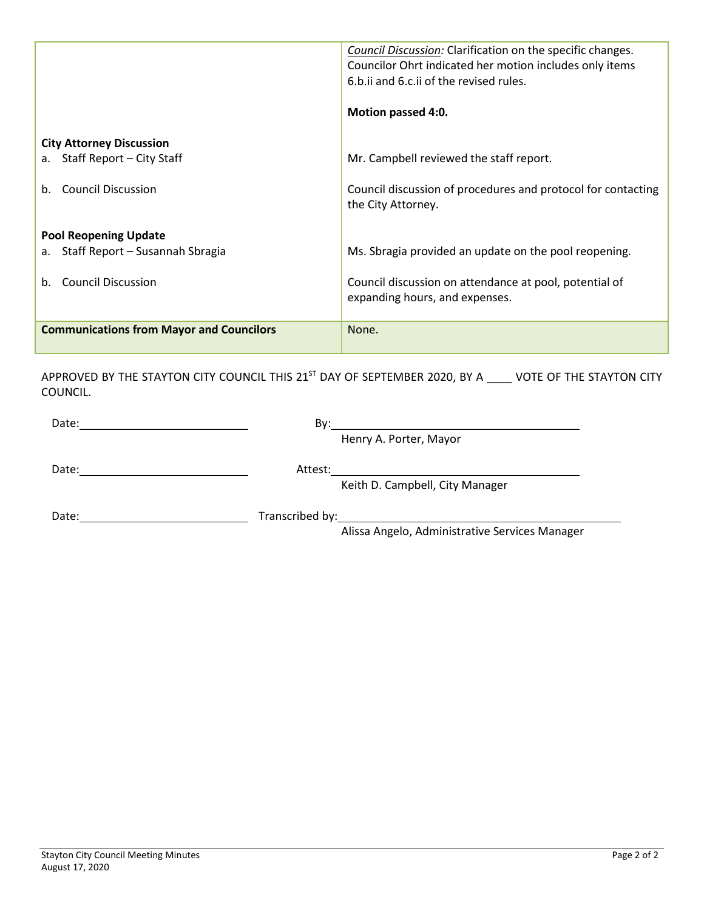| | |
|---|---|
| | *Council Discussion:* Clarification on the specific changes. Councilor Ohrt indicated her motion includes only items 6.b.ii and 6.c.ii of the revised rules.<br><br>**Motion passed 4:0.** |
| **City Attorney Discussion** | |
| a. Staff Report – City Staff | Mr. Campbell reviewed the staff report. |
| b. Council Discussion | Council discussion of procedures and protocol for contacting the City Attorney. |
| **Pool Reopening Update** | |
| a. Staff Report – Susannah Sbragia | Ms. Sbragia provided an update on the pool reopening. |
| b. Council Discussion | Council discussion on attendance at pool, potential of expanding hours, and expenses. |
| **Communications from Mayor and Councilors** | None. |

APPROVED BY THE STAYTON CITY COUNCIL THIS 21[ST] DAY OF SEPTEMBER 2020, BY A ____ VOTE OF THE STAYTON CITY COUNCIL.

Date: ____________________ By: ______________________________
Henry A. Porter, Mayor

Date: ____________________ Attest: ______________________________
Keith D. Campbell, City Manager

Date: ____________________ Transcribed by: ______________________________
Alissa Angelo, Administrative Services Manager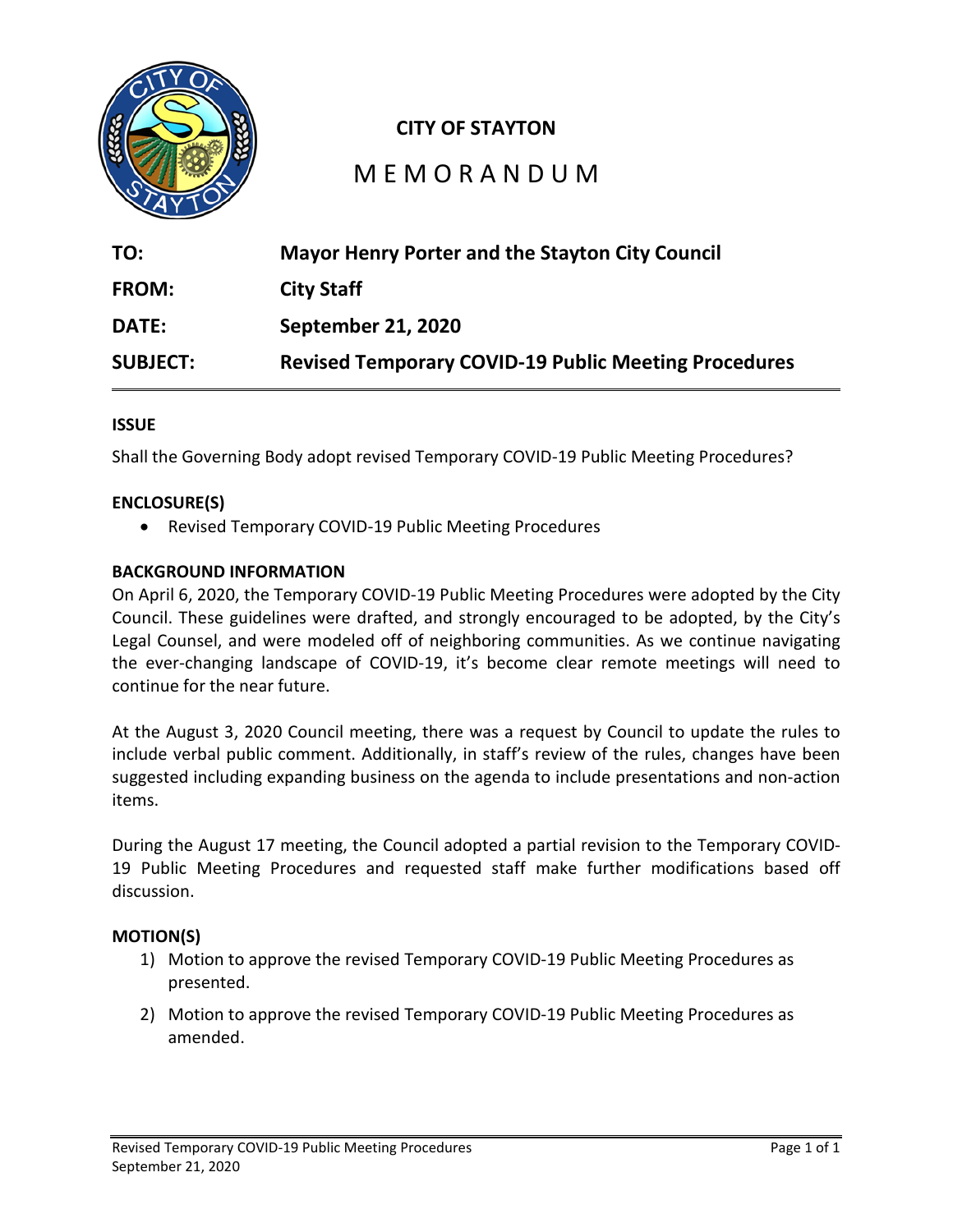**CITY OF STAYTON**

# M E M O R A N D U M

| | |
|---|---|
| **TO:** | **Mayor Henry Porter and the Stayton City Council** |
| **FROM:** | **City Staff** |
| **DATE:** | **September 21, 2020** |
| **SUBJECT:** | **Revised Temporary COVID-19 Public Meeting Procedures** |

**ISSUE**

Shall the Governing Body adopt revised Temporary COVID-19 Public Meeting Procedures?

**ENCLOSURE(S)**

- Revised Temporary COVID-19 Public Meeting Procedures

**BACKGROUND INFORMATION**

On April 6, 2020, the Temporary COVID-19 Public Meeting Procedures were adopted by the City Council. These guidelines were drafted, and strongly encouraged to be adopted, by the City's Legal Counsel, and were modeled off of neighboring communities. As we continue navigating the ever-changing landscape of COVID-19, it's become clear remote meetings will need to continue for the near future.

At the August 3, 2020 Council meeting, there was a request by Council to update the rules to include verbal public comment. Additionally, in staff's review of the rules, changes have been suggested including expanding business on the agenda to include presentations and non-action items.

During the August 17 meeting, the Council adopted a partial revision to the Temporary COVID-19 Public Meeting Procedures and requested staff make further modifications based off discussion.

**MOTION(S)**

1) Motion to approve the revised Temporary COVID-19 Public Meeting Procedures as presented.
2) Motion to approve the revised Temporary COVID-19 Public Meeting Procedures as amended.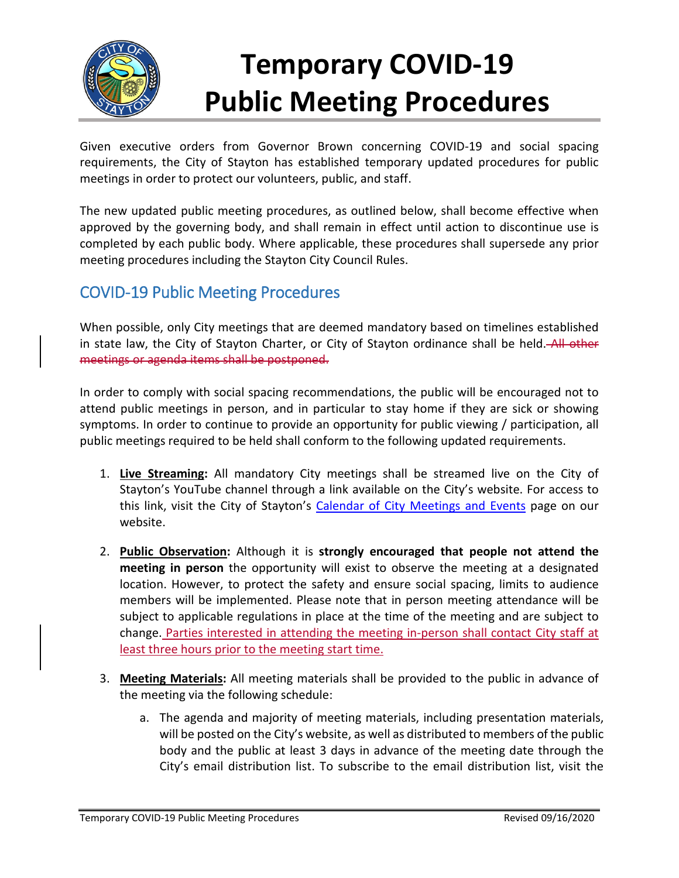# Temporary COVID-19 Public Meeting Procedures

Given executive orders from Governor Brown concerning COVID-19 and social spacing requirements, the City of Stayton has established temporary updated procedures for public meetings in order to protect our volunteers, public, and staff.

The new updated public meeting procedures, as outlined below, shall become effective when approved by the governing body, and shall remain in effect until action to discontinue use is completed by each public body. Where applicable, these procedures shall supersede any prior meeting procedures including the Stayton City Council Rules.

## COVID-19 Public Meeting Procedures

When possible, only City meetings that are deemed mandatory based on timelines established in state law, the City of Stayton Charter, or City of Stayton ordinance shall be held. ~~All other meetings or agenda items shall be postponed.~~

In order to comply with social spacing recommendations, the public will be encouraged not to attend public meetings in person, and in particular to stay home if they are sick or showing symptoms. In order to continue to provide an opportunity for public viewing / participation, all public meetings required to be held shall conform to the following updated requirements.

1. **Live Streaming:** All mandatory City meetings shall be streamed live on the City of Stayton's YouTube channel through a link available on the City's website. For access to this link, visit the City of Stayton's Calendar of City Meetings and Events page on our website.

2. **Public Observation:** Although it is **strongly encouraged that people not attend the meeting in person** the opportunity will exist to observe the meeting at a designated location. However, to protect the safety and ensure social spacing, limits to audience members will be implemented. Please note that in person meeting attendance will be subject to applicable regulations in place at the time of the meeting and are subject to change. Parties interested in attending the meeting in-person shall contact City staff at least three hours prior to the meeting start time.

3. **Meeting Materials:** All meeting materials shall be provided to the public in advance of the meeting via the following schedule:

   a. The agenda and majority of meeting materials, including presentation materials, will be posted on the City's website, as well as distributed to members of the public body and the public at least 3 days in advance of the meeting date through the City's email distribution list. To subscribe to the email distribution list, visit the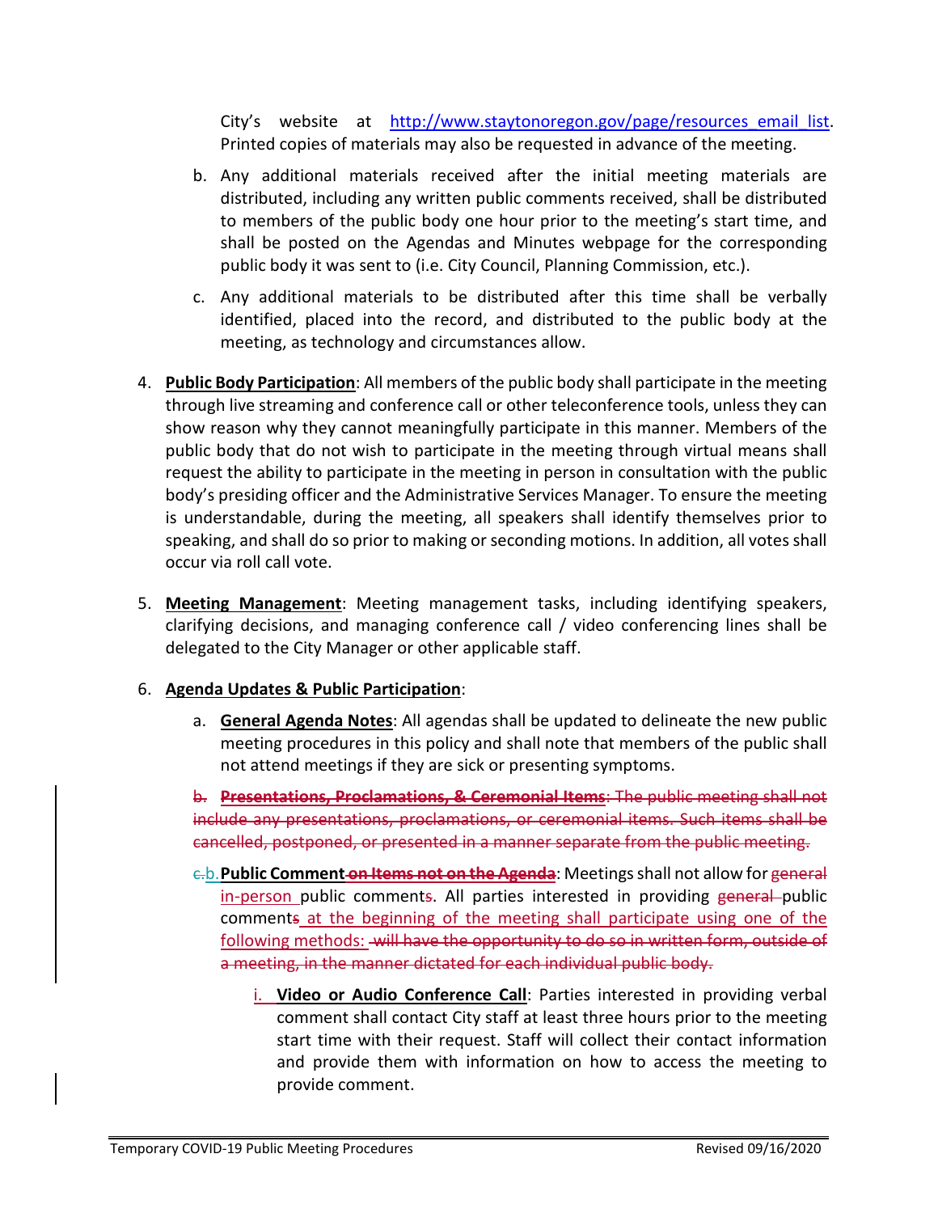City's website at http://www.staytonoregon.gov/page/resources_email_list. Printed copies of materials may also be requested in advance of the meeting.

b. Any additional materials received after the initial meeting materials are distributed, including any written public comments received, shall be distributed to members of the public body one hour prior to the meeting's start time, and shall be posted on the Agendas and Minutes webpage for the corresponding public body it was sent to (i.e. City Council, Planning Commission, etc.).

c. Any additional materials to be distributed after this time shall be verbally identified, placed into the record, and distributed to the public body at the meeting, as technology and circumstances allow.

4. **Public Body Participation**: All members of the public body shall participate in the meeting through live streaming and conference call or other teleconference tools, unless they can show reason why they cannot meaningfully participate in this manner. Members of the public body that do not wish to participate in the meeting through virtual means shall request the ability to participate in the meeting in person in consultation with the public body's presiding officer and the Administrative Services Manager. To ensure the meeting is understandable, during the meeting, all speakers shall identify themselves prior to speaking, and shall do so prior to making or seconding motions. In addition, all votes shall occur via roll call vote.

5. **Meeting Management**: Meeting management tasks, including identifying speakers, clarifying decisions, and managing conference call / video conferencing lines shall be delegated to the City Manager or other applicable staff.

6. **Agenda Updates & Public Participation**:

   a. **General Agenda Notes**: All agendas shall be updated to delineate the new public meeting procedures in this policy and shall note that members of the public shall not attend meetings if they are sick or presenting symptoms.

   ~~b. **Presentations, Proclamations, & Ceremonial Items**: The public meeting shall not include any presentations, proclamations, or ceremonial items. Such items shall be cancelled, postponed, or presented in a manner separate from the public meeting.~~

   ~~c.~~b. **Public Comment** ~~**on Items not on the Agenda**~~: Meetings shall not allow for ~~general~~ in-person public comment~~s~~. All parties interested in providing ~~general~~ public comments at the beginning of the meeting shall participate using one of the following methods: ~~will have the opportunity to do so in written form, outside of a meeting, in the manner dictated for each individual public body.~~

      i. **Video or Audio Conference Call**: Parties interested in providing verbal comment shall contact City staff at least three hours prior to the meeting start time with their request. Staff will collect their contact information and provide them with information on how to access the meeting to provide comment.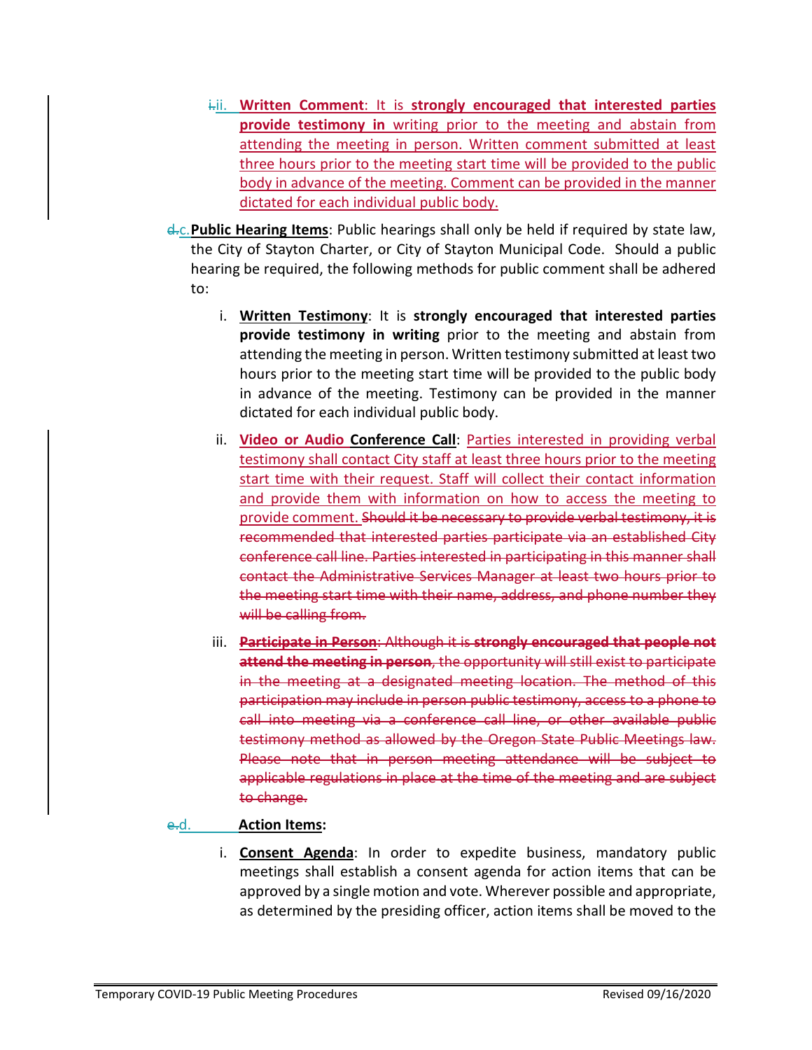i.ii. **Written Comment**: It is **strongly encouraged that interested parties provide testimony in** writing prior to the meeting and abstain from attending the meeting in person. Written comment submitted at least three hours prior to the meeting start time will be provided to the public body in advance of the meeting. Comment can be provided in the manner dictated for each individual public body.

d.c. **Public Hearing Items**: Public hearings shall only be held if required by state law, the City of Stayton Charter, or City of Stayton Municipal Code. Should a public hearing be required, the following methods for public comment shall be adhered to:

i. **Written Testimony**: It is **strongly encouraged that interested parties provide testimony in writing** prior to the meeting and abstain from attending the meeting in person. Written testimony submitted at least two hours prior to the meeting start time will be provided to the public body in advance of the meeting. Testimony can be provided in the manner dictated for each individual public body.

ii. **Video or Audio Conference Call**: Parties interested in providing verbal testimony shall contact City staff at least three hours prior to the meeting start time with their request. Staff will collect their contact information and provide them with information on how to access the meeting to provide comment. ~~Should it be necessary to provide verbal testimony, it is recommended that interested parties participate via an established City conference call line. Parties interested in participating in this manner shall contact the Administrative Services Manager at least two hours prior to the meeting start time with their name, address, and phone number they will be calling from.~~

iii. ~~**Participate in Person**: Although it is **strongly encouraged that people not attend the meeting in person**, the opportunity will still exist to participate in the meeting at a designated meeting location. The method of this participation may include in person public testimony, access to a phone to call into meeting via a conference call line, or other available public testimony method as allowed by the Oregon State Public Meetings law. Please note that in person meeting attendance will be subject to applicable regulations in place at the time of the meeting and are subject to change.~~

e.d. **Action Items:**

i. **Consent Agenda**: In order to expedite business, mandatory public meetings shall establish a consent agenda for action items that can be approved by a single motion and vote. Wherever possible and appropriate, as determined by the presiding officer, action items shall be moved to the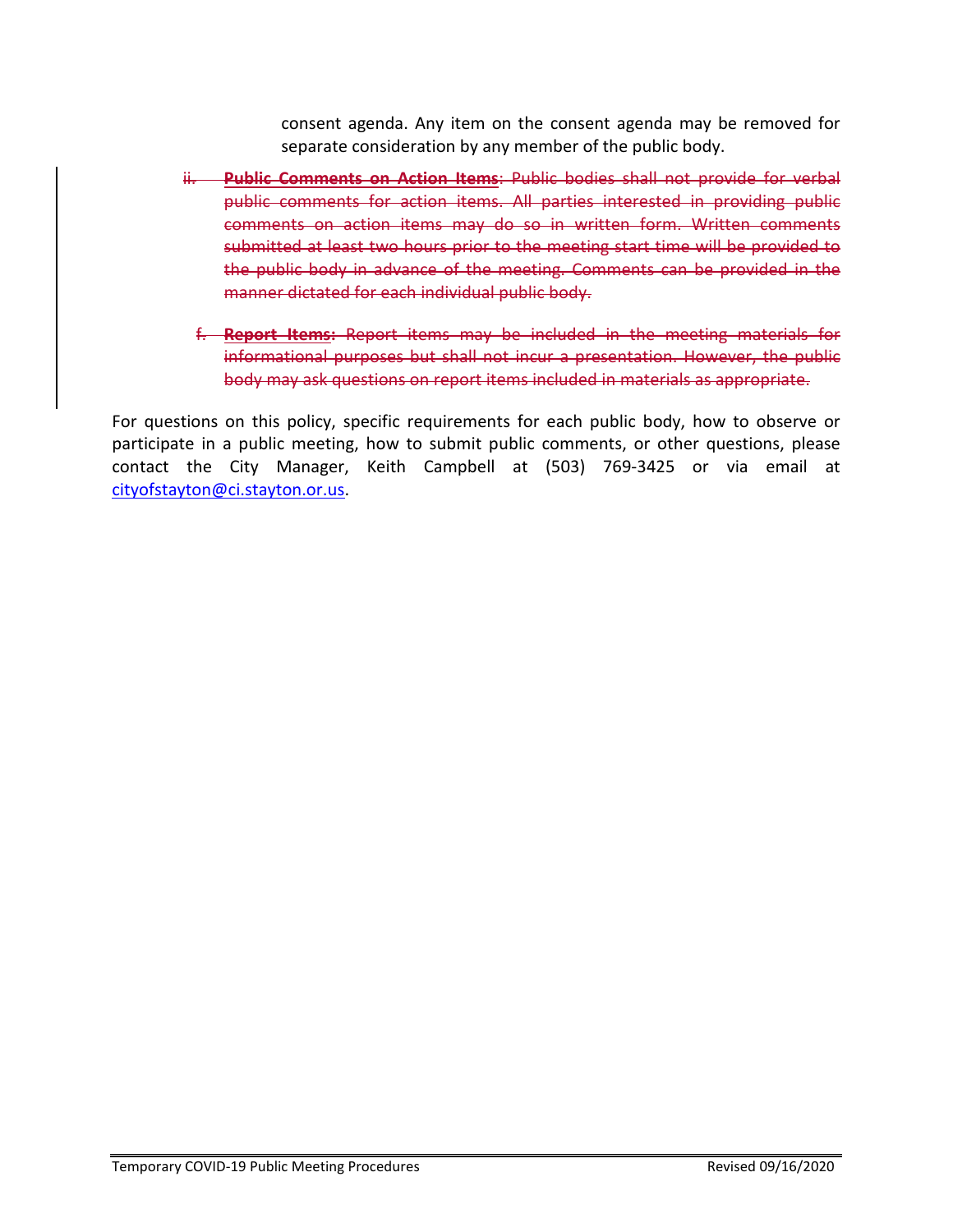consent agenda. Any item on the consent agenda may be removed for separate consideration by any member of the public body.

~~ii. **Public Comments on Action Items**: Public bodies shall not provide for verbal public comments for action items. All parties interested in providing public comments on action items may do so in written form. Written comments submitted at least two hours prior to the meeting start time will be provided to the public body in advance of the meeting. Comments can be provided in the manner dictated for each individual public body.~~

~~f. **Report Items:** Report items may be included in the meeting materials for informational purposes but shall not incur a presentation. However, the public body may ask questions on report items included in materials as appropriate.~~

For questions on this policy, specific requirements for each public body, how to observe or participate in a public meeting, how to submit public comments, or other questions, please contact the City Manager, Keith Campbell at (503) 769-3425 or via email at cityofstayton@ci.stayton.or.us.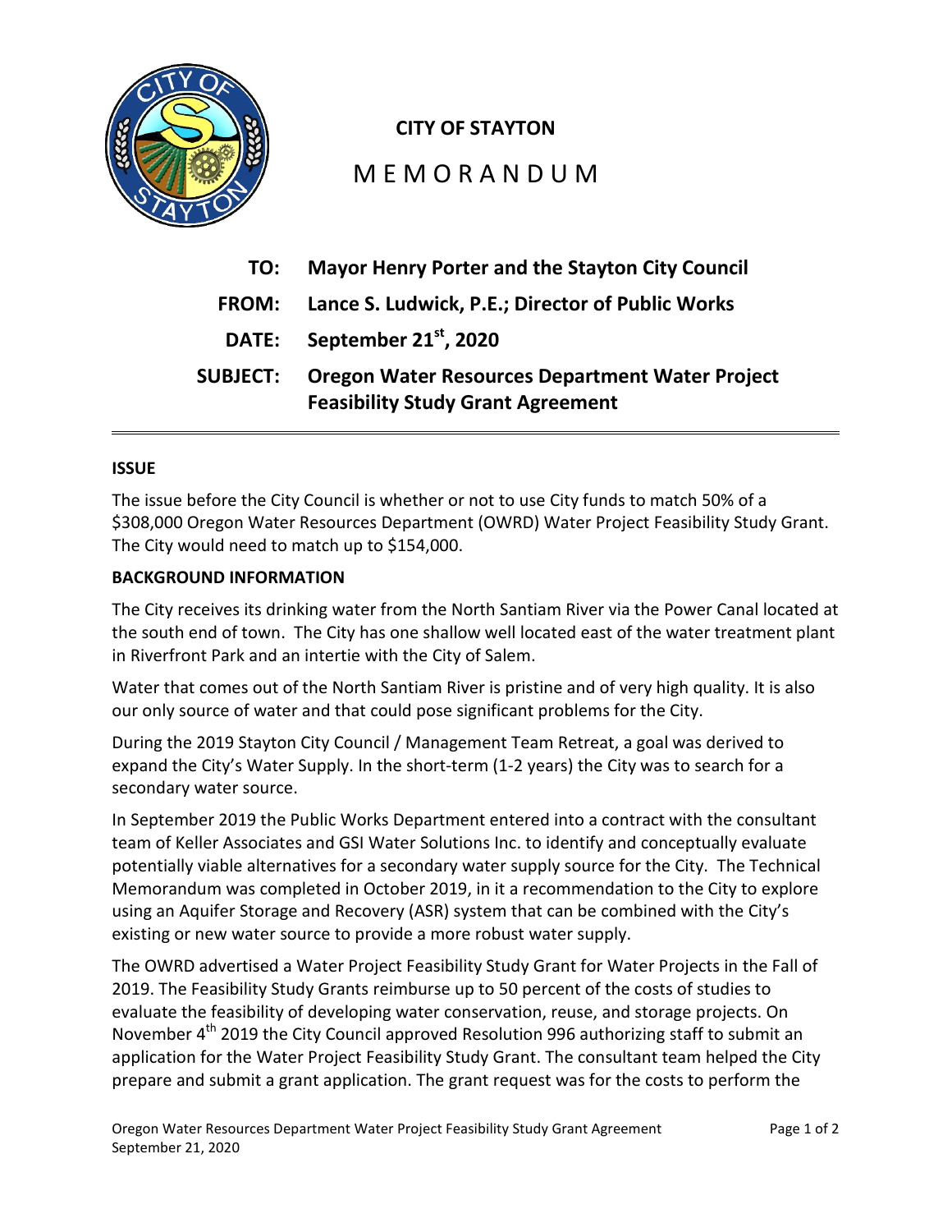# CITY OF STAYTON

## MEMORANDUM

**TO:** Mayor Henry Porter and the Stayton City Council

**FROM:** Lance S. Ludwick, P.E.; Director of Public Works

**DATE:** September 21st, 2020

**SUBJECT:** Oregon Water Resources Department Water Project Feasibility Study Grant Agreement

---

**ISSUE**

The issue before the City Council is whether or not to use City funds to match 50% of a $308,000 Oregon Water Resources Department (OWRD) Water Project Feasibility Study Grant. The City would need to match up to $154,000.

**BACKGROUND INFORMATION**

The City receives its drinking water from the North Santiam River via the Power Canal located at the south end of town. The City has one shallow well located east of the water treatment plant in Riverfront Park and an intertie with the City of Salem.

Water that comes out of the North Santiam River is pristine and of very high quality. It is also our only source of water and that could pose significant problems for the City.

During the 2019 Stayton City Council / Management Team Retreat, a goal was derived to expand the City's Water Supply. In the short-term (1-2 years) the City was to search for a secondary water source.

In September 2019 the Public Works Department entered into a contract with the consultant team of Keller Associates and GSI Water Solutions Inc. to identify and conceptually evaluate potentially viable alternatives for a secondary water supply source for the City. The Technical Memorandum was completed in October 2019, in it a recommendation to the City to explore using an Aquifer Storage and Recovery (ASR) system that can be combined with the City's existing or new water source to provide a more robust water supply.

The OWRD advertised a Water Project Feasibility Study Grant for Water Projects in the Fall of 2019. The Feasibility Study Grants reimburse up to 50 percent of the costs of studies to evaluate the feasibility of developing water conservation, reuse, and storage projects. On November 4th 2019 the City Council approved Resolution 996 authorizing staff to submit an application for the Water Project Feasibility Study Grant. The consultant team helped the City prepare and submit a grant application. The grant request was for the costs to perform the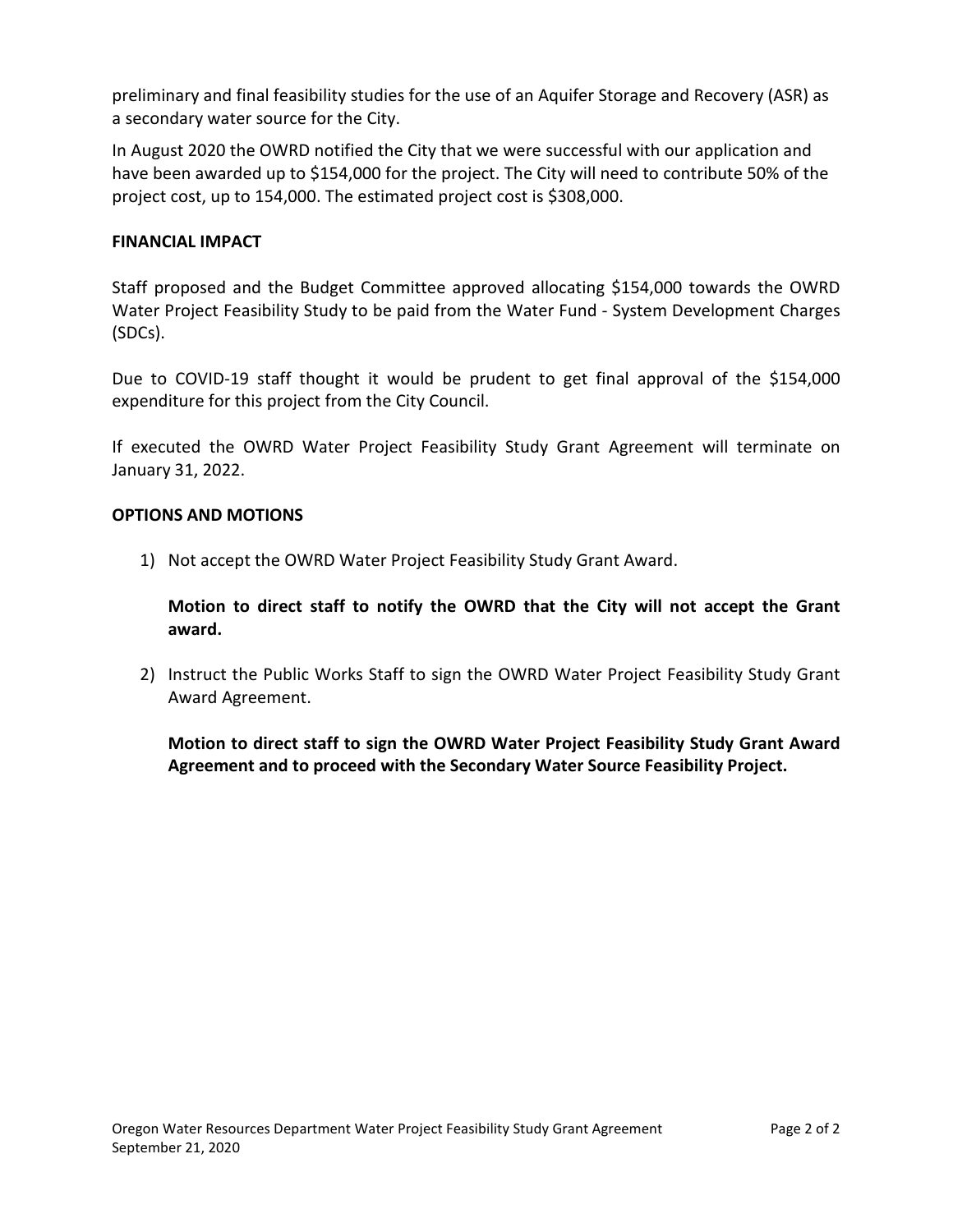preliminary and final feasibility studies for the use of an Aquifer Storage and Recovery (ASR) as a secondary water source for the City.

In August 2020 the OWRD notified the City that we were successful with our application and have been awarded up to $154,000 for the project. The City will need to contribute 50% of the project cost, up to 154,000. The estimated project cost is $308,000.

**FINANCIAL IMPACT**

Staff proposed and the Budget Committee approved allocating $154,000 towards the OWRD Water Project Feasibility Study to be paid from the Water Fund - System Development Charges (SDCs).

Due to COVID-19 staff thought it would be prudent to get final approval of the $154,000 expenditure for this project from the City Council.

If executed the OWRD Water Project Feasibility Study Grant Agreement will terminate on January 31, 2022.

**OPTIONS AND MOTIONS**

1) Not accept the OWRD Water Project Feasibility Study Grant Award.

   **Motion to direct staff to notify the OWRD that the City will not accept the Grant award.**

2) Instruct the Public Works Staff to sign the OWRD Water Project Feasibility Study Grant Award Agreement.

   **Motion to direct staff to sign the OWRD Water Project Feasibility Study Grant Award Agreement and to proceed with the Secondary Water Source Feasibility Project.**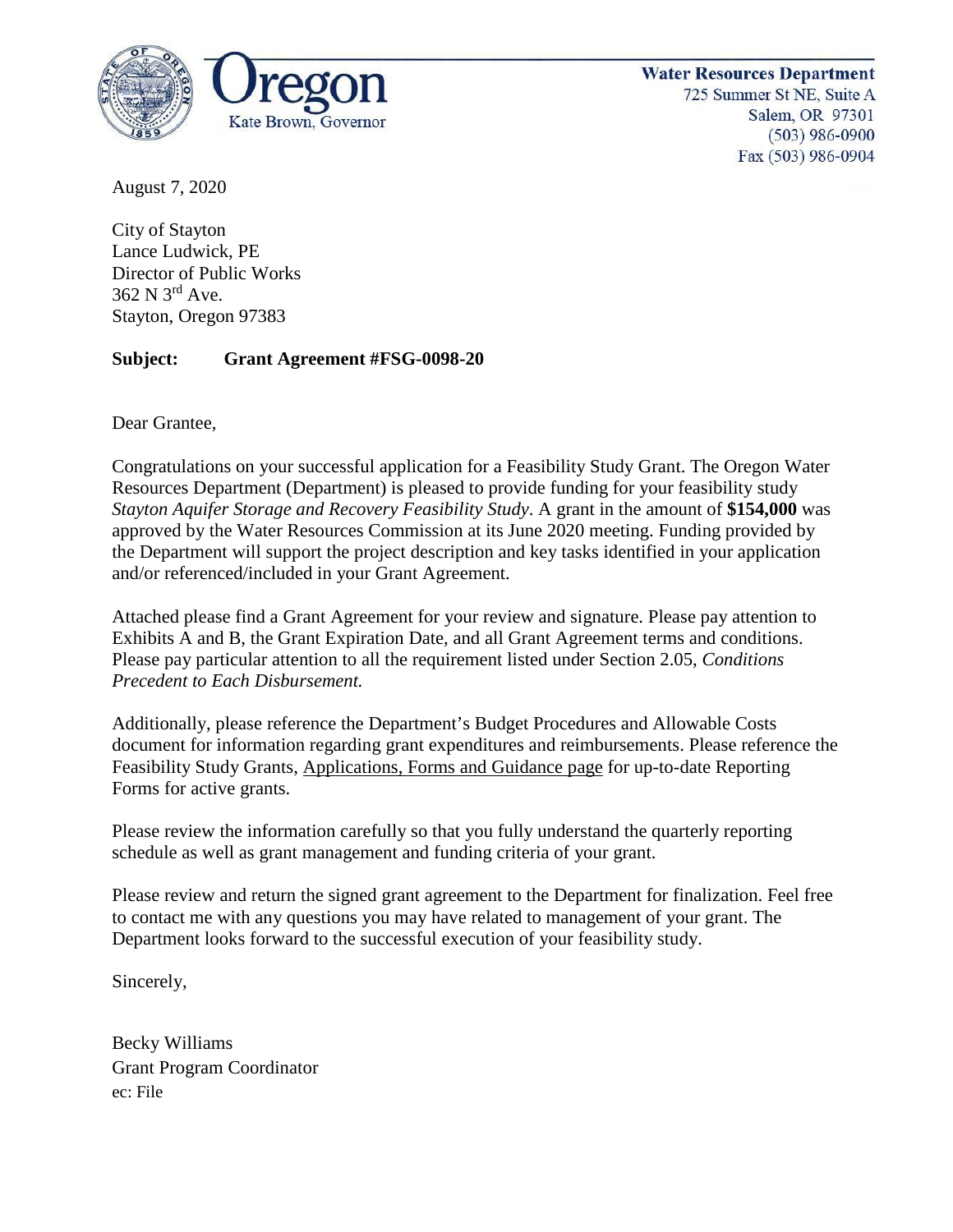Oregon
Kate Brown, Governor

**Water Resources Department**
725 Summer St NE, Suite A
Salem, OR 97301
(503) 986-0900
Fax (503) 986-0904

August 7, 2020

City of Stayton
Lance Ludwick, PE
Director of Public Works
362 N 3rd Ave.
Stayton, Oregon 97383

**Subject: Grant Agreement #FSG-0098-20**

Dear Grantee,

Congratulations on your successful application for a Feasibility Study Grant. The Oregon Water Resources Department (Department) is pleased to provide funding for your feasibility study *Stayton Aquifer Storage and Recovery Feasibility Study*. A grant in the amount of **$154,000** was approved by the Water Resources Commission at its June 2020 meeting. Funding provided by the Department will support the project description and key tasks identified in your application and/or referenced/included in your Grant Agreement.

Attached please find a Grant Agreement for your review and signature. Please pay attention to Exhibits A and B, the Grant Expiration Date, and all Grant Agreement terms and conditions. Please pay particular attention to all the requirement listed under Section 2.05, *Conditions Precedent to Each Disbursement.*

Additionally, please reference the Department's Budget Procedures and Allowable Costs document for information regarding grant expenditures and reimbursements. Please reference the Feasibility Study Grants, Applications, Forms and Guidance page for up-to-date Reporting Forms for active grants.

Please review the information carefully so that you fully understand the quarterly reporting schedule as well as grant management and funding criteria of your grant.

Please review and return the signed grant agreement to the Department for finalization. Feel free to contact me with any questions you may have related to management of your grant. The Department looks forward to the successful execution of your feasibility study.

Sincerely,

Becky Williams
Grant Program Coordinator
ec: File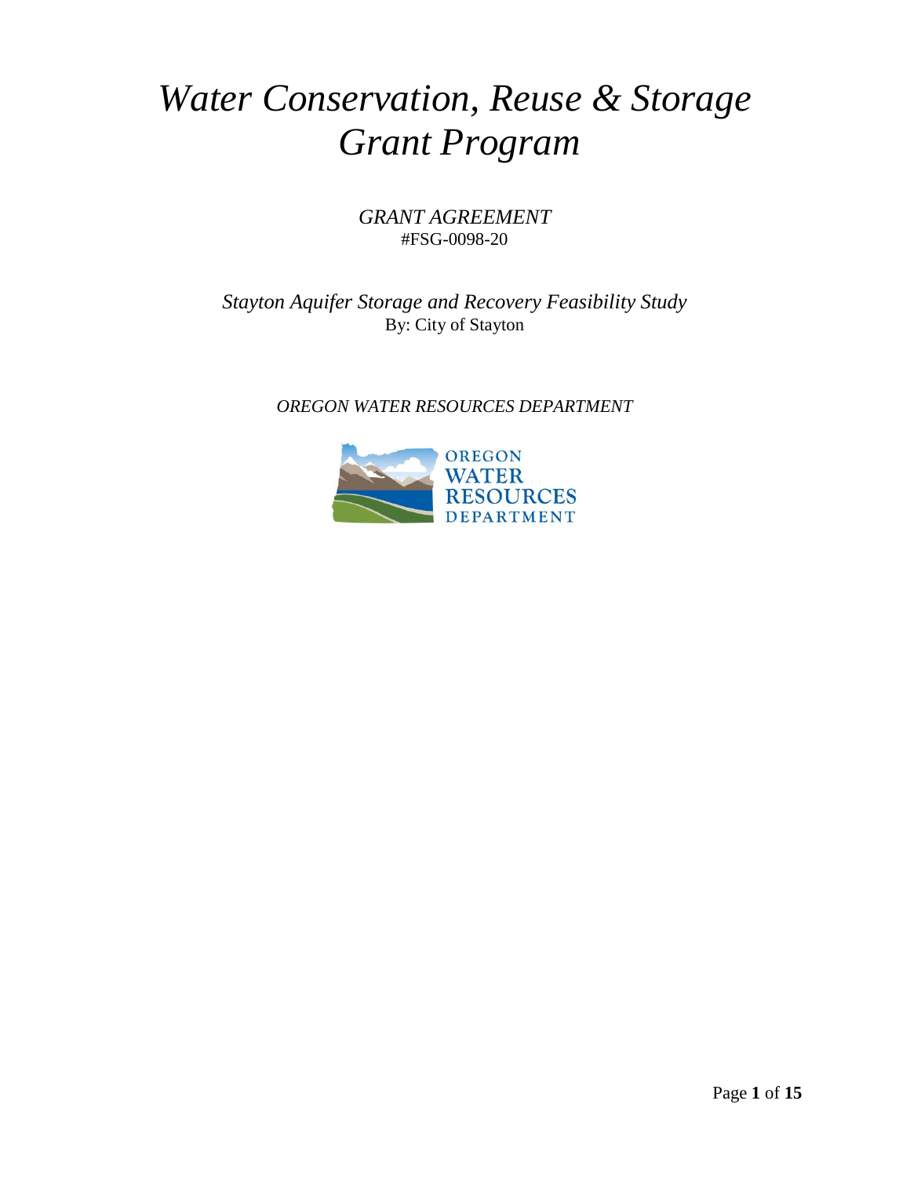# *Water Conservation, Reuse & Storage Grant Program*

*GRANT AGREEMENT*
#FSG-0098-20

*Stayton Aquifer Storage and Recovery Feasibility Study*
By: City of Stayton

*OREGON WATER RESOURCES DEPARTMENT*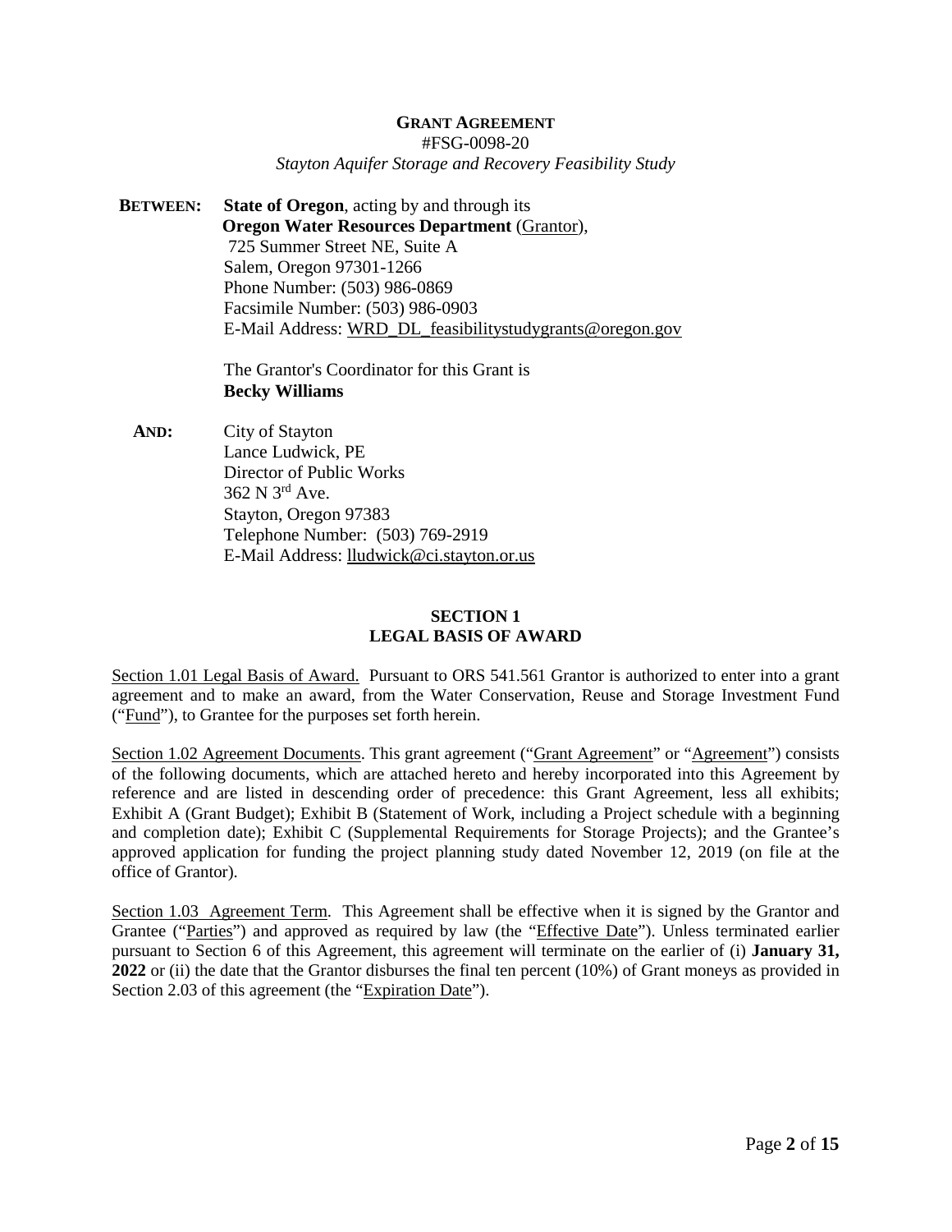**GRANT AGREEMENT**

#FSG-0098-20

*Stayton Aquifer Storage and Recovery Feasibility Study*

**BETWEEN:** **State of Oregon**, acting by and through its
**Oregon Water Resources Department** (Grantor),
725 Summer Street NE, Suite A
Salem, Oregon 97301-1266
Phone Number: (503) 986-0869
Facsimile Number: (503) 986-0903
E-Mail Address: WRD_DL_feasibilitystudygrants@oregon.gov

The Grantor's Coordinator for this Grant is
**Becky Williams**

**AND:** City of Stayton
Lance Ludwick, PE
Director of Public Works
362 N 3rd Ave.
Stayton, Oregon 97383
Telephone Number: (503) 769-2919
E-Mail Address: lludwick@ci.stayton.or.us

## SECTION 1
## LEGAL BASIS OF AWARD

Section 1.01 Legal Basis of Award. Pursuant to ORS 541.561 Grantor is authorized to enter into a grant agreement and to make an award, from the Water Conservation, Reuse and Storage Investment Fund ("Fund"), to Grantee for the purposes set forth herein.

Section 1.02 Agreement Documents. This grant agreement ("Grant Agreement" or "Agreement") consists of the following documents, which are attached hereto and hereby incorporated into this Agreement by reference and are listed in descending order of precedence: this Grant Agreement, less all exhibits; Exhibit A (Grant Budget); Exhibit B (Statement of Work, including a Project schedule with a beginning and completion date); Exhibit C (Supplemental Requirements for Storage Projects); and the Grantee's approved application for funding the project planning study dated November 12, 2019 (on file at the office of Grantor).

Section 1.03 Agreement Term. This Agreement shall be effective when it is signed by the Grantor and Grantee ("Parties") and approved as required by law (the "Effective Date"). Unless terminated earlier pursuant to Section 6 of this Agreement, this agreement will terminate on the earlier of (i) **January 31, 2022** or (ii) the date that the Grantor disburses the final ten percent (10%) of Grant moneys as provided in Section 2.03 of this agreement (the "Expiration Date").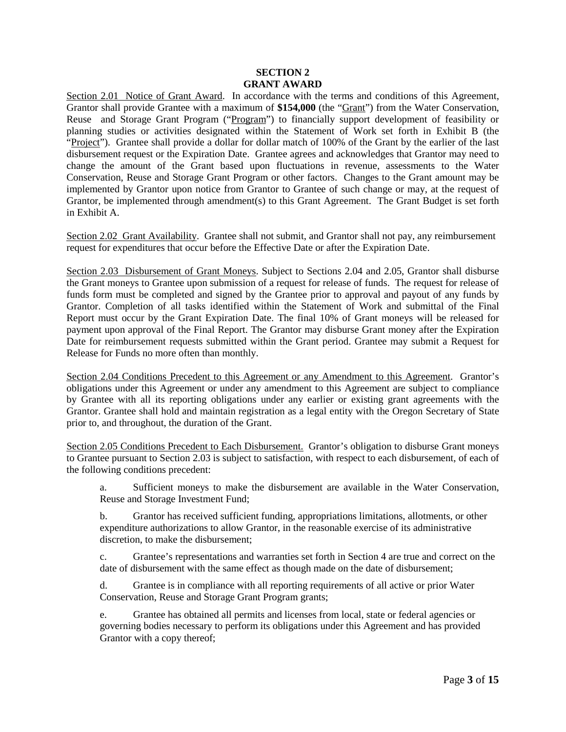## SECTION 2
## GRANT AWARD

Section 2.01 Notice of Grant Award. In accordance with the terms and conditions of this Agreement, Grantor shall provide Grantee with a maximum of **$154,000** (the "Grant") from the Water Conservation, Reuse and Storage Grant Program ("Program") to financially support development of feasibility or planning studies or activities designated within the Statement of Work set forth in Exhibit B (the "Project"). Grantee shall provide a dollar for dollar match of 100% of the Grant by the earlier of the last disbursement request or the Expiration Date. Grantee agrees and acknowledges that Grantor may need to change the amount of the Grant based upon fluctuations in revenue, assessments to the Water Conservation, Reuse and Storage Grant Program or other factors. Changes to the Grant amount may be implemented by Grantor upon notice from Grantor to Grantee of such change or may, at the request of Grantor, be implemented through amendment(s) to this Grant Agreement. The Grant Budget is set forth in Exhibit A.

Section 2.02 Grant Availability. Grantee shall not submit, and Grantor shall not pay, any reimbursement request for expenditures that occur before the Effective Date or after the Expiration Date.

Section 2.03 Disbursement of Grant Moneys. Subject to Sections 2.04 and 2.05, Grantor shall disburse the Grant moneys to Grantee upon submission of a request for release of funds. The request for release of funds form must be completed and signed by the Grantee prior to approval and payout of any funds by Grantor. Completion of all tasks identified within the Statement of Work and submittal of the Final Report must occur by the Grant Expiration Date. The final 10% of Grant moneys will be released for payment upon approval of the Final Report. The Grantor may disburse Grant money after the Expiration Date for reimbursement requests submitted within the Grant period. Grantee may submit a Request for Release for Funds no more often than monthly.

Section 2.04 Conditions Precedent to this Agreement or any Amendment to this Agreement. Grantor's obligations under this Agreement or under any amendment to this Agreement are subject to compliance by Grantee with all its reporting obligations under any earlier or existing grant agreements with the Grantor. Grantee shall hold and maintain registration as a legal entity with the Oregon Secretary of State prior to, and throughout, the duration of the Grant.

Section 2.05 Conditions Precedent to Each Disbursement. Grantor's obligation to disburse Grant moneys to Grantee pursuant to Section 2.03 is subject to satisfaction, with respect to each disbursement, of each of the following conditions precedent:

a. Sufficient moneys to make the disbursement are available in the Water Conservation, Reuse and Storage Investment Fund;

b. Grantor has received sufficient funding, appropriations limitations, allotments, or other expenditure authorizations to allow Grantor, in the reasonable exercise of its administrative discretion, to make the disbursement;

c. Grantee's representations and warranties set forth in Section 4 are true and correct on the date of disbursement with the same effect as though made on the date of disbursement;

d. Grantee is in compliance with all reporting requirements of all active or prior Water Conservation, Reuse and Storage Grant Program grants;

e. Grantee has obtained all permits and licenses from local, state or federal agencies or governing bodies necessary to perform its obligations under this Agreement and has provided Grantor with a copy thereof;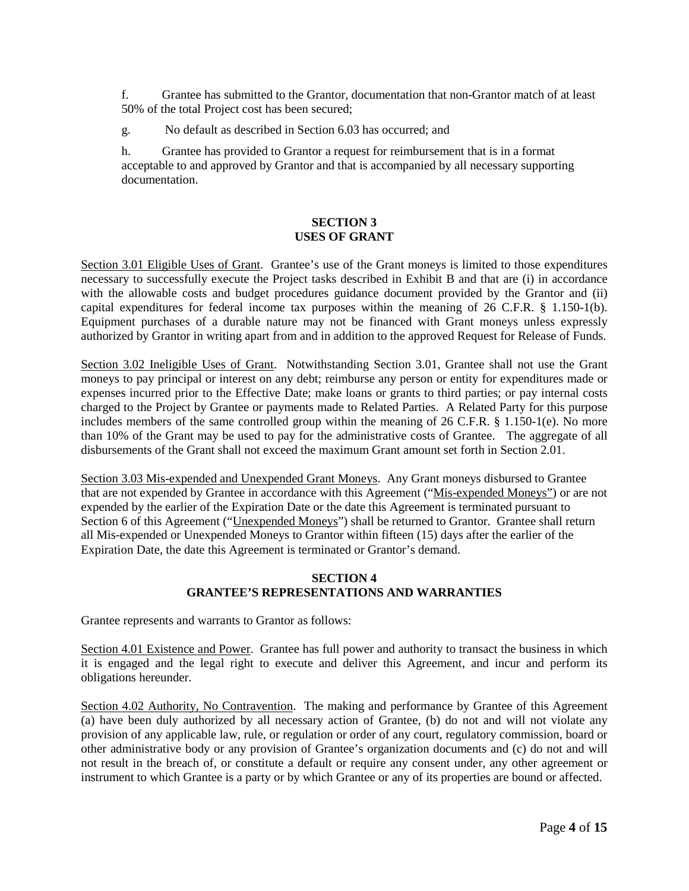f. Grantee has submitted to the Grantor, documentation that non-Grantor match of at least 50% of the total Project cost has been secured;

g. No default as described in Section 6.03 has occurred; and

h. Grantee has provided to Grantor a request for reimbursement that is in a format acceptable to and approved by Grantor and that is accompanied by all necessary supporting documentation.

## SECTION 3
## USES OF GRANT

Section 3.01 Eligible Uses of Grant. Grantee's use of the Grant moneys is limited to those expenditures necessary to successfully execute the Project tasks described in Exhibit B and that are (i) in accordance with the allowable costs and budget procedures guidance document provided by the Grantor and (ii) capital expenditures for federal income tax purposes within the meaning of 26 C.F.R. § 1.150-1(b). Equipment purchases of a durable nature may not be financed with Grant moneys unless expressly authorized by Grantor in writing apart from and in addition to the approved Request for Release of Funds.

Section 3.02 Ineligible Uses of Grant. Notwithstanding Section 3.01, Grantee shall not use the Grant moneys to pay principal or interest on any debt; reimburse any person or entity for expenditures made or expenses incurred prior to the Effective Date; make loans or grants to third parties; or pay internal costs charged to the Project by Grantee or payments made to Related Parties. A Related Party for this purpose includes members of the same controlled group within the meaning of 26 C.F.R. § 1.150-1(e). No more than 10% of the Grant may be used to pay for the administrative costs of Grantee. The aggregate of all disbursements of the Grant shall not exceed the maximum Grant amount set forth in Section 2.01.

Section 3.03 Mis-expended and Unexpended Grant Moneys. Any Grant moneys disbursed to Grantee that are not expended by Grantee in accordance with this Agreement ("Mis-expended Moneys") or are not expended by the earlier of the Expiration Date or the date this Agreement is terminated pursuant to Section 6 of this Agreement ("Unexpended Moneys") shall be returned to Grantor. Grantee shall return all Mis-expended or Unexpended Moneys to Grantor within fifteen (15) days after the earlier of the Expiration Date, the date this Agreement is terminated or Grantor's demand.

## SECTION 4
## GRANTEE'S REPRESENTATIONS AND WARRANTIES

Grantee represents and warrants to Grantor as follows:

Section 4.01 Existence and Power. Grantee has full power and authority to transact the business in which it is engaged and the legal right to execute and deliver this Agreement, and incur and perform its obligations hereunder.

Section 4.02 Authority, No Contravention. The making and performance by Grantee of this Agreement (a) have been duly authorized by all necessary action of Grantee, (b) do not and will not violate any provision of any applicable law, rule, or regulation or order of any court, regulatory commission, board or other administrative body or any provision of Grantee's organization documents and (c) do not and will not result in the breach of, or constitute a default or require any consent under, any other agreement or instrument to which Grantee is a party or by which Grantee or any of its properties are bound or affected.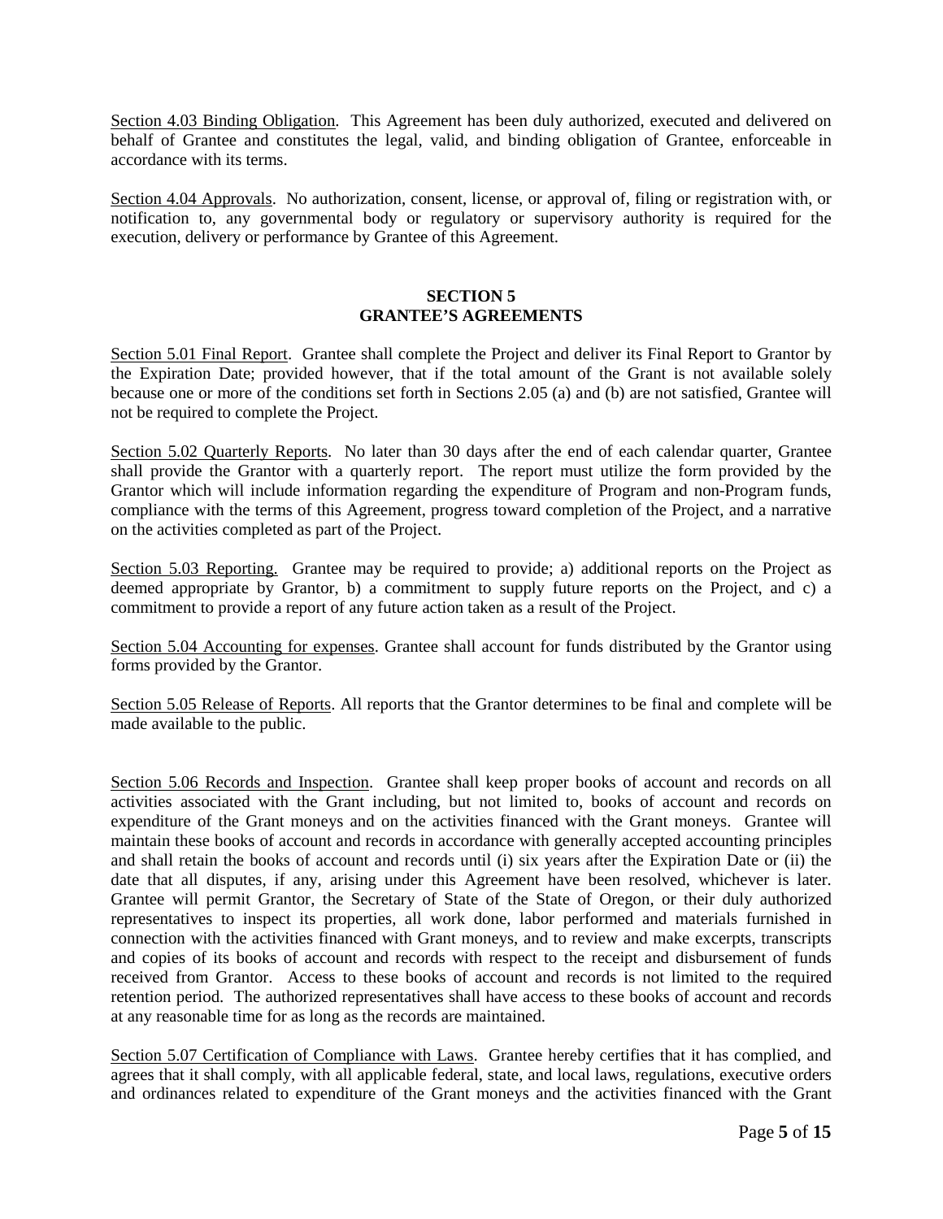<u>Section 4.03 Binding Obligation</u>. This Agreement has been duly authorized, executed and delivered on behalf of Grantee and constitutes the legal, valid, and binding obligation of Grantee, enforceable in accordance with its terms.

<u>Section 4.04 Approvals</u>. No authorization, consent, license, or approval of, filing or registration with, or notification to, any governmental body or regulatory or supervisory authority is required for the execution, delivery or performance by Grantee of this Agreement.

## SECTION 5
## GRANTEE'S AGREEMENTS

<u>Section 5.01 Final Report</u>. Grantee shall complete the Project and deliver its Final Report to Grantor by the Expiration Date; provided however, that if the total amount of the Grant is not available solely because one or more of the conditions set forth in Sections 2.05 (a) and (b) are not satisfied, Grantee will not be required to complete the Project.

<u>Section 5.02 Quarterly Reports</u>. No later than 30 days after the end of each calendar quarter, Grantee shall provide the Grantor with a quarterly report. The report must utilize the form provided by the Grantor which will include information regarding the expenditure of Program and non-Program funds, compliance with the terms of this Agreement, progress toward completion of the Project, and a narrative on the activities completed as part of the Project.

<u>Section 5.03 Reporting.</u> Grantee may be required to provide; a) additional reports on the Project as deemed appropriate by Grantor, b) a commitment to supply future reports on the Project, and c) a commitment to provide a report of any future action taken as a result of the Project.

<u>Section 5.04 Accounting for expenses</u>. Grantee shall account for funds distributed by the Grantor using forms provided by the Grantor.

<u>Section 5.05 Release of Reports</u>. All reports that the Grantor determines to be final and complete will be made available to the public.

<u>Section 5.06 Records and Inspection</u>. Grantee shall keep proper books of account and records on all activities associated with the Grant including, but not limited to, books of account and records on expenditure of the Grant moneys and on the activities financed with the Grant moneys. Grantee will maintain these books of account and records in accordance with generally accepted accounting principles and shall retain the books of account and records until (i) six years after the Expiration Date or (ii) the date that all disputes, if any, arising under this Agreement have been resolved, whichever is later. Grantee will permit Grantor, the Secretary of State of the State of Oregon, or their duly authorized representatives to inspect its properties, all work done, labor performed and materials furnished in connection with the activities financed with Grant moneys, and to review and make excerpts, transcripts and copies of its books of account and records with respect to the receipt and disbursement of funds received from Grantor. Access to these books of account and records is not limited to the required retention period. The authorized representatives shall have access to these books of account and records at any reasonable time for as long as the records are maintained.

<u>Section 5.07 Certification of Compliance with Laws</u>. Grantee hereby certifies that it has complied, and agrees that it shall comply, with all applicable federal, state, and local laws, regulations, executive orders and ordinances related to expenditure of the Grant moneys and the activities financed with the Grant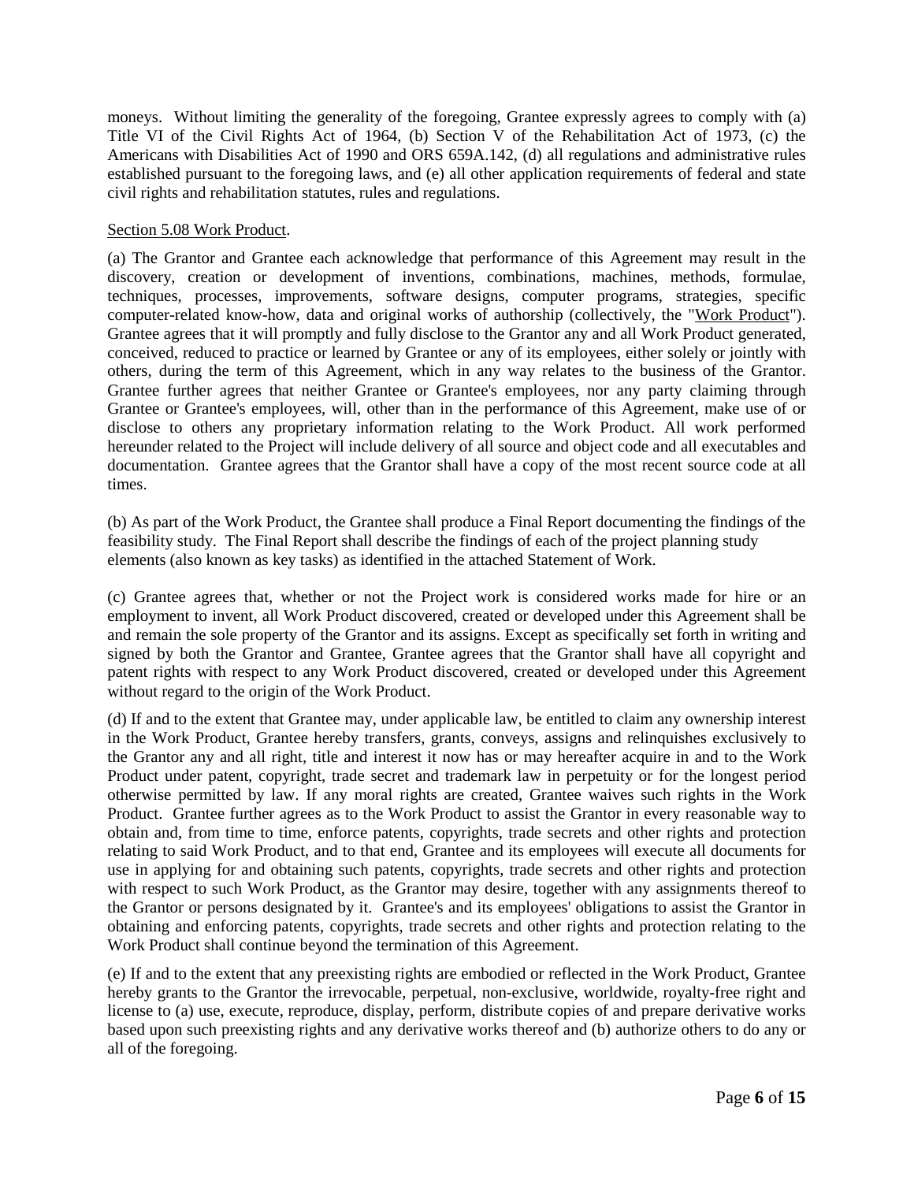moneys. Without limiting the generality of the foregoing, Grantee expressly agrees to comply with (a) Title VI of the Civil Rights Act of 1964, (b) Section V of the Rehabilitation Act of 1973, (c) the Americans with Disabilities Act of 1990 and ORS 659A.142, (d) all regulations and administrative rules established pursuant to the foregoing laws, and (e) all other application requirements of federal and state civil rights and rehabilitation statutes, rules and regulations.

Section 5.08 Work Product.

(a) The Grantor and Grantee each acknowledge that performance of this Agreement may result in the discovery, creation or development of inventions, combinations, machines, methods, formulae, techniques, processes, improvements, software designs, computer programs, strategies, specific computer-related know-how, data and original works of authorship (collectively, the "Work Product"). Grantee agrees that it will promptly and fully disclose to the Grantor any and all Work Product generated, conceived, reduced to practice or learned by Grantee or any of its employees, either solely or jointly with others, during the term of this Agreement, which in any way relates to the business of the Grantor. Grantee further agrees that neither Grantee or Grantee's employees, nor any party claiming through Grantee or Grantee's employees, will, other than in the performance of this Agreement, make use of or disclose to others any proprietary information relating to the Work Product. All work performed hereunder related to the Project will include delivery of all source and object code and all executables and documentation. Grantee agrees that the Grantor shall have a copy of the most recent source code at all times.

(b) As part of the Work Product, the Grantee shall produce a Final Report documenting the findings of the feasibility study. The Final Report shall describe the findings of each of the project planning study elements (also known as key tasks) as identified in the attached Statement of Work.

(c) Grantee agrees that, whether or not the Project work is considered works made for hire or an employment to invent, all Work Product discovered, created or developed under this Agreement shall be and remain the sole property of the Grantor and its assigns. Except as specifically set forth in writing and signed by both the Grantor and Grantee, Grantee agrees that the Grantor shall have all copyright and patent rights with respect to any Work Product discovered, created or developed under this Agreement without regard to the origin of the Work Product.

(d) If and to the extent that Grantee may, under applicable law, be entitled to claim any ownership interest in the Work Product, Grantee hereby transfers, grants, conveys, assigns and relinquishes exclusively to the Grantor any and all right, title and interest it now has or may hereafter acquire in and to the Work Product under patent, copyright, trade secret and trademark law in perpetuity or for the longest period otherwise permitted by law. If any moral rights are created, Grantee waives such rights in the Work Product. Grantee further agrees as to the Work Product to assist the Grantor in every reasonable way to obtain and, from time to time, enforce patents, copyrights, trade secrets and other rights and protection relating to said Work Product, and to that end, Grantee and its employees will execute all documents for use in applying for and obtaining such patents, copyrights, trade secrets and other rights and protection with respect to such Work Product, as the Grantor may desire, together with any assignments thereof to the Grantor or persons designated by it. Grantee's and its employees' obligations to assist the Grantor in obtaining and enforcing patents, copyrights, trade secrets and other rights and protection relating to the Work Product shall continue beyond the termination of this Agreement.

(e) If and to the extent that any preexisting rights are embodied or reflected in the Work Product, Grantee hereby grants to the Grantor the irrevocable, perpetual, non-exclusive, worldwide, royalty-free right and license to (a) use, execute, reproduce, display, perform, distribute copies of and prepare derivative works based upon such preexisting rights and any derivative works thereof and (b) authorize others to do any or all of the foregoing.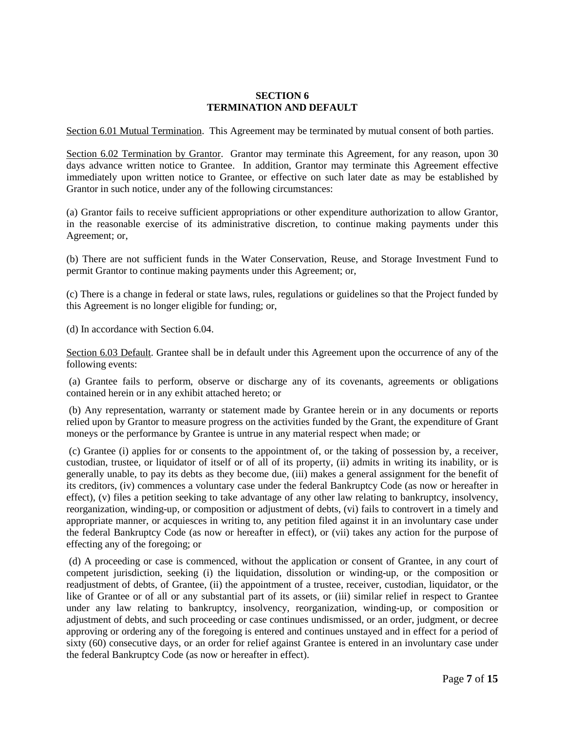## SECTION 6
## TERMINATION AND DEFAULT

Section 6.01 Mutual Termination. This Agreement may be terminated by mutual consent of both parties.

Section 6.02 Termination by Grantor. Grantor may terminate this Agreement, for any reason, upon 30 days advance written notice to Grantee. In addition, Grantor may terminate this Agreement effective immediately upon written notice to Grantee, or effective on such later date as may be established by Grantor in such notice, under any of the following circumstances:

(a) Grantor fails to receive sufficient appropriations or other expenditure authorization to allow Grantor, in the reasonable exercise of its administrative discretion, to continue making payments under this Agreement; or,

(b) There are not sufficient funds in the Water Conservation, Reuse, and Storage Investment Fund to permit Grantor to continue making payments under this Agreement; or,

(c) There is a change in federal or state laws, rules, regulations or guidelines so that the Project funded by this Agreement is no longer eligible for funding; or,

(d) In accordance with Section 6.04.

Section 6.03 Default. Grantee shall be in default under this Agreement upon the occurrence of any of the following events:

(a) Grantee fails to perform, observe or discharge any of its covenants, agreements or obligations contained herein or in any exhibit attached hereto; or

(b) Any representation, warranty or statement made by Grantee herein or in any documents or reports relied upon by Grantor to measure progress on the activities funded by the Grant, the expenditure of Grant moneys or the performance by Grantee is untrue in any material respect when made; or

(c) Grantee (i) applies for or consents to the appointment of, or the taking of possession by, a receiver, custodian, trustee, or liquidator of itself or of all of its property, (ii) admits in writing its inability, or is generally unable, to pay its debts as they become due, (iii) makes a general assignment for the benefit of its creditors, (iv) commences a voluntary case under the federal Bankruptcy Code (as now or hereafter in effect), (v) files a petition seeking to take advantage of any other law relating to bankruptcy, insolvency, reorganization, winding-up, or composition or adjustment of debts, (vi) fails to controvert in a timely and appropriate manner, or acquiesces in writing to, any petition filed against it in an involuntary case under the federal Bankruptcy Code (as now or hereafter in effect), or (vii) takes any action for the purpose of effecting any of the foregoing; or

(d) A proceeding or case is commenced, without the application or consent of Grantee, in any court of competent jurisdiction, seeking (i) the liquidation, dissolution or winding-up, or the composition or readjustment of debts, of Grantee, (ii) the appointment of a trustee, receiver, custodian, liquidator, or the like of Grantee or of all or any substantial part of its assets, or (iii) similar relief in respect to Grantee under any law relating to bankruptcy, insolvency, reorganization, winding-up, or composition or adjustment of debts, and such proceeding or case continues undismissed, or an order, judgment, or decree approving or ordering any of the foregoing is entered and continues unstayed and in effect for a period of sixty (60) consecutive days, or an order for relief against Grantee is entered in an involuntary case under the federal Bankruptcy Code (as now or hereafter in effect).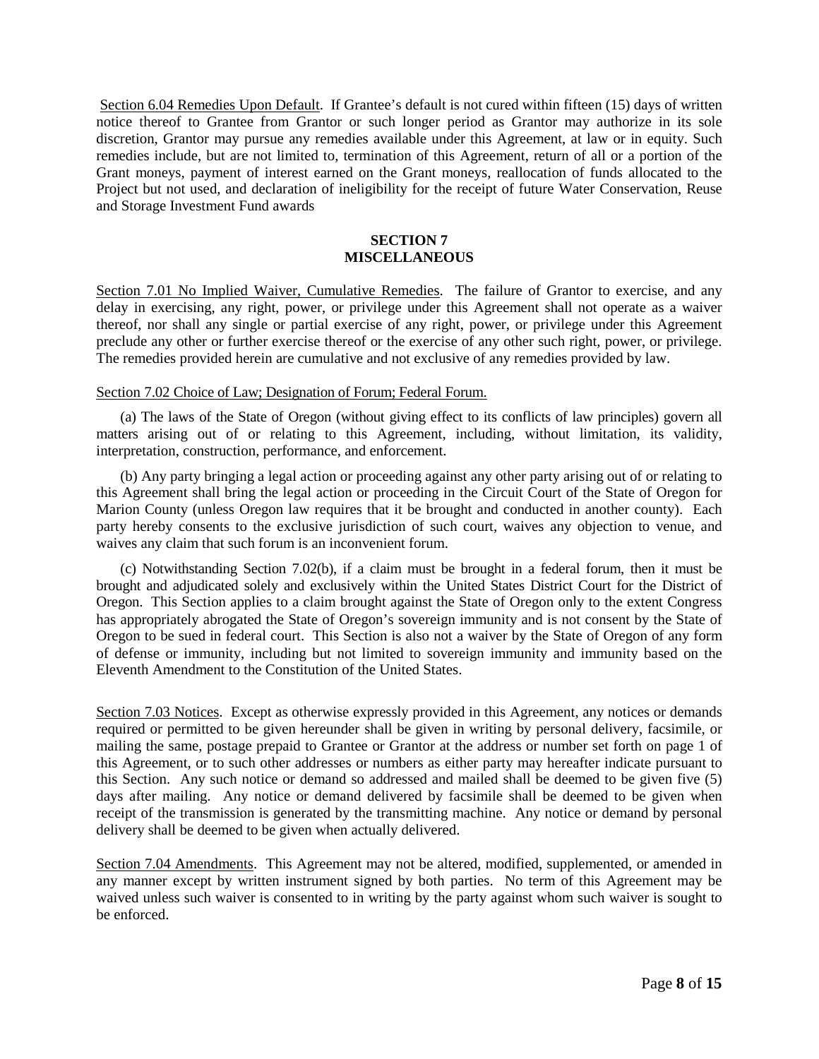Section 6.04 Remedies Upon Default. If Grantee's default is not cured within fifteen (15) days of written notice thereof to Grantee from Grantor or such longer period as Grantor may authorize in its sole discretion, Grantor may pursue any remedies available under this Agreement, at law or in equity. Such remedies include, but are not limited to, termination of this Agreement, return of all or a portion of the Grant moneys, payment of interest earned on the Grant moneys, reallocation of funds allocated to the Project but not used, and declaration of ineligibility for the receipt of future Water Conservation, Reuse and Storage Investment Fund awards

## SECTION 7
## MISCELLANEOUS

Section 7.01 No Implied Waiver, Cumulative Remedies. The failure of Grantor to exercise, and any delay in exercising, any right, power, or privilege under this Agreement shall not operate as a waiver thereof, nor shall any single or partial exercise of any right, power, or privilege under this Agreement preclude any other or further exercise thereof or the exercise of any other such right, power, or privilege. The remedies provided herein are cumulative and not exclusive of any remedies provided by law.

Section 7.02 Choice of Law; Designation of Forum; Federal Forum.

(a) The laws of the State of Oregon (without giving effect to its conflicts of law principles) govern all matters arising out of or relating to this Agreement, including, without limitation, its validity, interpretation, construction, performance, and enforcement.

(b) Any party bringing a legal action or proceeding against any other party arising out of or relating to this Agreement shall bring the legal action or proceeding in the Circuit Court of the State of Oregon for Marion County (unless Oregon law requires that it be brought and conducted in another county). Each party hereby consents to the exclusive jurisdiction of such court, waives any objection to venue, and waives any claim that such forum is an inconvenient forum.

(c) Notwithstanding Section 7.02(b), if a claim must be brought in a federal forum, then it must be brought and adjudicated solely and exclusively within the United States District Court for the District of Oregon. This Section applies to a claim brought against the State of Oregon only to the extent Congress has appropriately abrogated the State of Oregon's sovereign immunity and is not consent by the State of Oregon to be sued in federal court. This Section is also not a waiver by the State of Oregon of any form of defense or immunity, including but not limited to sovereign immunity and immunity based on the Eleventh Amendment to the Constitution of the United States.

Section 7.03 Notices. Except as otherwise expressly provided in this Agreement, any notices or demands required or permitted to be given hereunder shall be given in writing by personal delivery, facsimile, or mailing the same, postage prepaid to Grantee or Grantor at the address or number set forth on page 1 of this Agreement, or to such other addresses or numbers as either party may hereafter indicate pursuant to this Section. Any such notice or demand so addressed and mailed shall be deemed to be given five (5) days after mailing. Any notice or demand delivered by facsimile shall be deemed to be given when receipt of the transmission is generated by the transmitting machine. Any notice or demand by personal delivery shall be deemed to be given when actually delivered.

Section 7.04 Amendments. This Agreement may not be altered, modified, supplemented, or amended in any manner except by written instrument signed by both parties. No term of this Agreement may be waived unless such waiver is consented to in writing by the party against whom such waiver is sought to be enforced.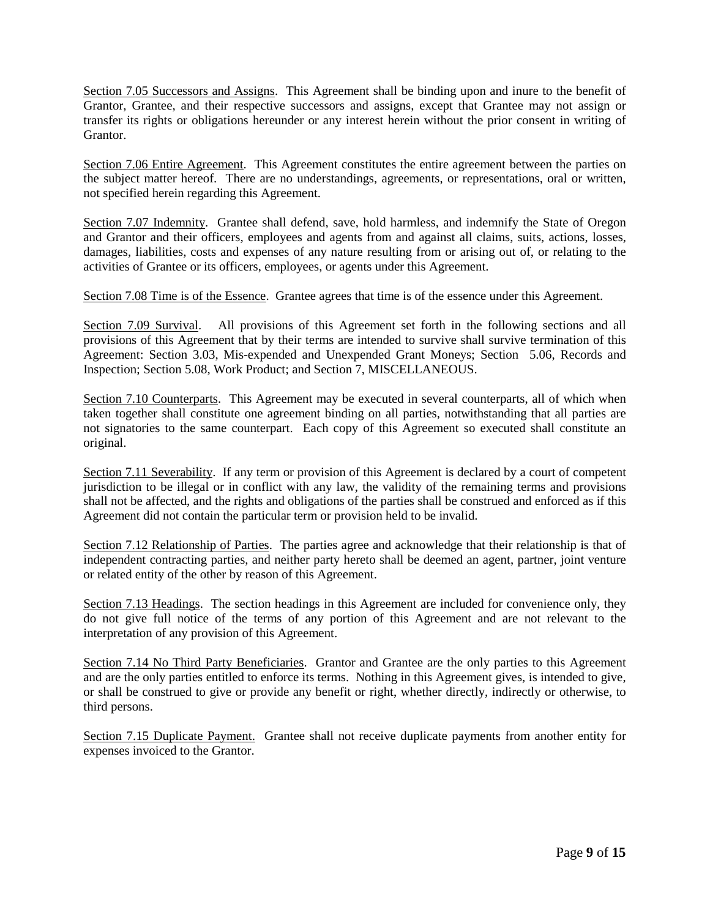Section 7.05 Successors and Assigns. This Agreement shall be binding upon and inure to the benefit of Grantor, Grantee, and their respective successors and assigns, except that Grantee may not assign or transfer its rights or obligations hereunder or any interest herein without the prior consent in writing of Grantor.

Section 7.06 Entire Agreement. This Agreement constitutes the entire agreement between the parties on the subject matter hereof. There are no understandings, agreements, or representations, oral or written, not specified herein regarding this Agreement.

Section 7.07 Indemnity. Grantee shall defend, save, hold harmless, and indemnify the State of Oregon and Grantor and their officers, employees and agents from and against all claims, suits, actions, losses, damages, liabilities, costs and expenses of any nature resulting from or arising out of, or relating to the activities of Grantee or its officers, employees, or agents under this Agreement.

Section 7.08 Time is of the Essence. Grantee agrees that time is of the essence under this Agreement.

Section 7.09 Survival. All provisions of this Agreement set forth in the following sections and all provisions of this Agreement that by their terms are intended to survive shall survive termination of this Agreement: Section 3.03, Mis-expended and Unexpended Grant Moneys; Section 5.06, Records and Inspection; Section 5.08, Work Product; and Section 7, MISCELLANEOUS.

Section 7.10 Counterparts. This Agreement may be executed in several counterparts, all of which when taken together shall constitute one agreement binding on all parties, notwithstanding that all parties are not signatories to the same counterpart. Each copy of this Agreement so executed shall constitute an original.

Section 7.11 Severability. If any term or provision of this Agreement is declared by a court of competent jurisdiction to be illegal or in conflict with any law, the validity of the remaining terms and provisions shall not be affected, and the rights and obligations of the parties shall be construed and enforced as if this Agreement did not contain the particular term or provision held to be invalid.

Section 7.12 Relationship of Parties. The parties agree and acknowledge that their relationship is that of independent contracting parties, and neither party hereto shall be deemed an agent, partner, joint venture or related entity of the other by reason of this Agreement.

Section 7.13 Headings. The section headings in this Agreement are included for convenience only, they do not give full notice of the terms of any portion of this Agreement and are not relevant to the interpretation of any provision of this Agreement.

Section 7.14 No Third Party Beneficiaries. Grantor and Grantee are the only parties to this Agreement and are the only parties entitled to enforce its terms. Nothing in this Agreement gives, is intended to give, or shall be construed to give or provide any benefit or right, whether directly, indirectly or otherwise, to third persons.

Section 7.15 Duplicate Payment. Grantee shall not receive duplicate payments from another entity for expenses invoiced to the Grantor.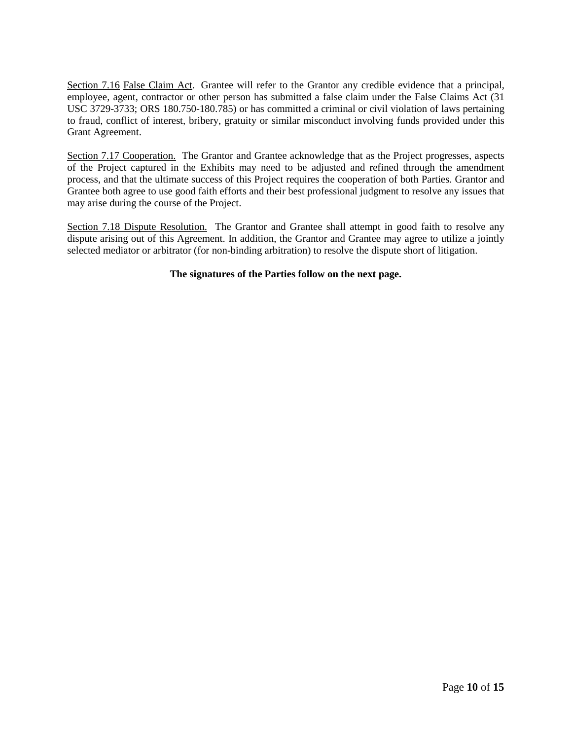Section 7.16 False Claim Act. Grantee will refer to the Grantor any credible evidence that a principal, employee, agent, contractor or other person has submitted a false claim under the False Claims Act (31 USC 3729-3733; ORS 180.750-180.785) or has committed a criminal or civil violation of laws pertaining to fraud, conflict of interest, bribery, gratuity or similar misconduct involving funds provided under this Grant Agreement.

Section 7.17 Cooperation. The Grantor and Grantee acknowledge that as the Project progresses, aspects of the Project captured in the Exhibits may need to be adjusted and refined through the amendment process, and that the ultimate success of this Project requires the cooperation of both Parties. Grantor and Grantee both agree to use good faith efforts and their best professional judgment to resolve any issues that may arise during the course of the Project.

Section 7.18 Dispute Resolution. The Grantor and Grantee shall attempt in good faith to resolve any dispute arising out of this Agreement. In addition, the Grantor and Grantee may agree to utilize a jointly selected mediator or arbitrator (for non-binding arbitration) to resolve the dispute short of litigation.

**The signatures of the Parties follow on the next page.**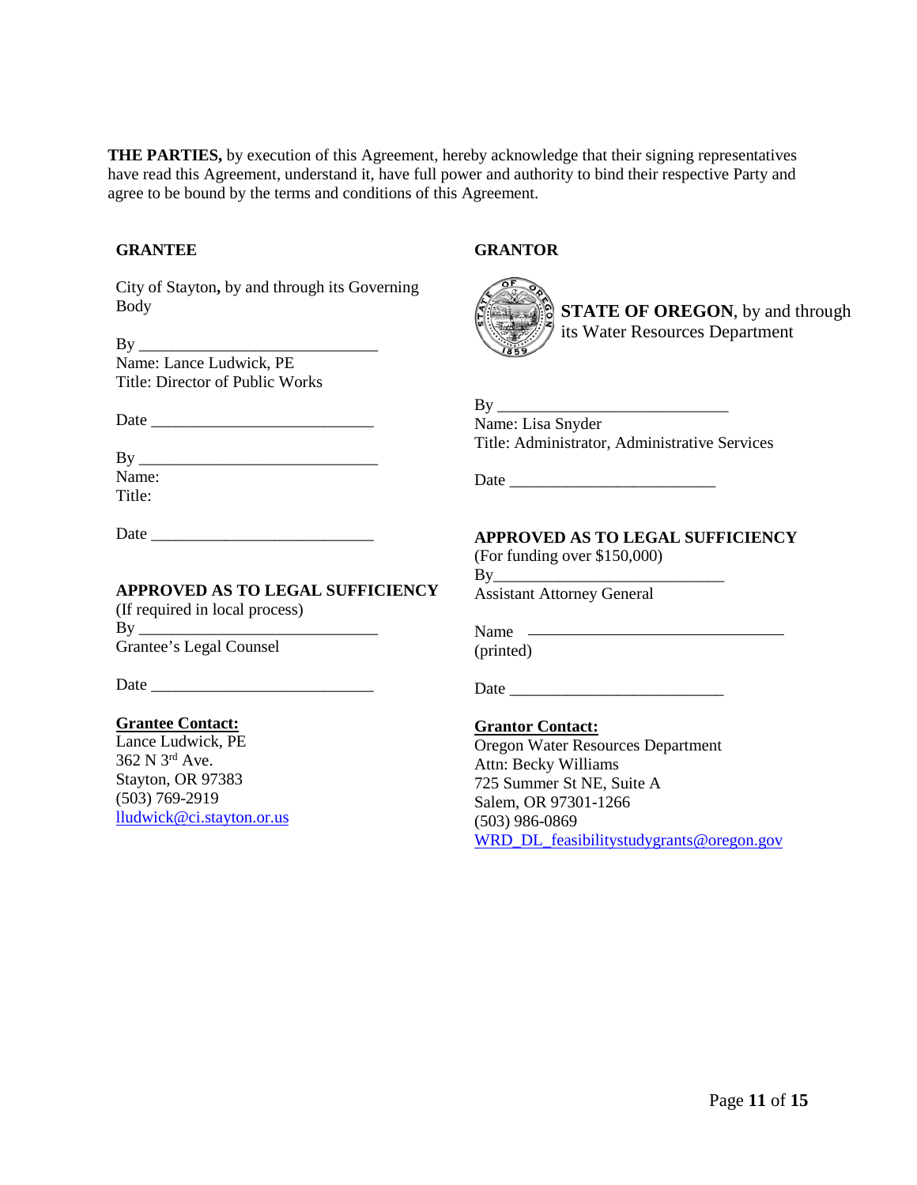**THE PARTIES,** by execution of this Agreement, hereby acknowledge that their signing representatives have read this Agreement, understand it, have full power and authority to bind their respective Party and agree to be bound by the terms and conditions of this Agreement.

**GRANTEE**

City of Stayton**,** by and through its Governing Body

By ______________________________
Name: Lance Ludwick, PE
Title: Director of Public Works

Date ___________________________

By ______________________________
Name:
Title:

Date ___________________________

**APPROVED AS TO LEGAL SUFFICIENCY**
(If required in local process)
By ______________________________
Grantee's Legal Counsel

Date ___________________________

**Grantee Contact:**
Lance Ludwick, PE
362 N 3rd Ave.
Stayton, OR 97383
(503) 769-2919
lludwick@ci.stayton.or.us

**GRANTOR**

**STATE OF OREGON**, by and through its Water Resources Department

By ______________________________
Name: Lisa Snyder
Title: Administrator, Administrative Services

Date ___________________________

**APPROVED AS TO LEGAL SUFFICIENCY**
(For funding over $150,000)
By______________________________
Assistant Attorney General

Name (printed) ______________________________

Date ___________________________

**Grantor Contact:**
Oregon Water Resources Department
Attn: Becky Williams
725 Summer St NE, Suite A
Salem, OR 97301-1266
(503) 986-0869
WRD_DL_feasibilitystudygrants@oregon.gov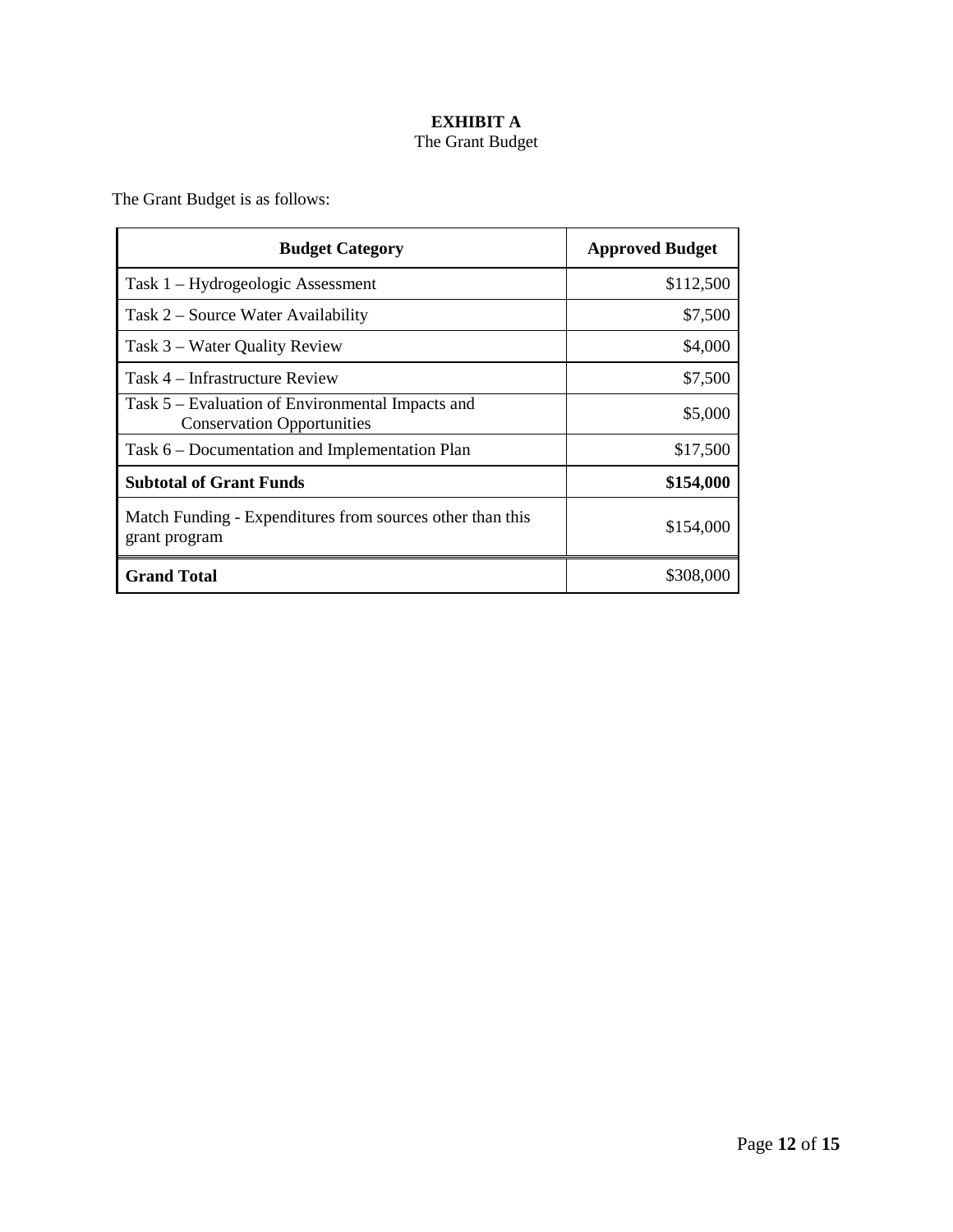**EXHIBIT A**

The Grant Budget

The Grant Budget is as follows:

| Budget Category | Approved Budget |
|---|---|
| Task 1 – Hydrogeologic Assessment | $112,500 |
| Task 2 – Source Water Availability | $7,500 |
| Task 3 – Water Quality Review | $4,000 |
| Task 4 – Infrastructure Review | $7,500 |
| Task 5 – Evaluation of Environmental Impacts and Conservation Opportunities | $5,000 |
| Task 6 – Documentation and Implementation Plan | $17,500 |
| **Subtotal of Grant Funds** | **$154,000** |
| Match Funding - Expenditures from sources other than this grant program | $154,000 |
| **Grand Total** | $308,000 |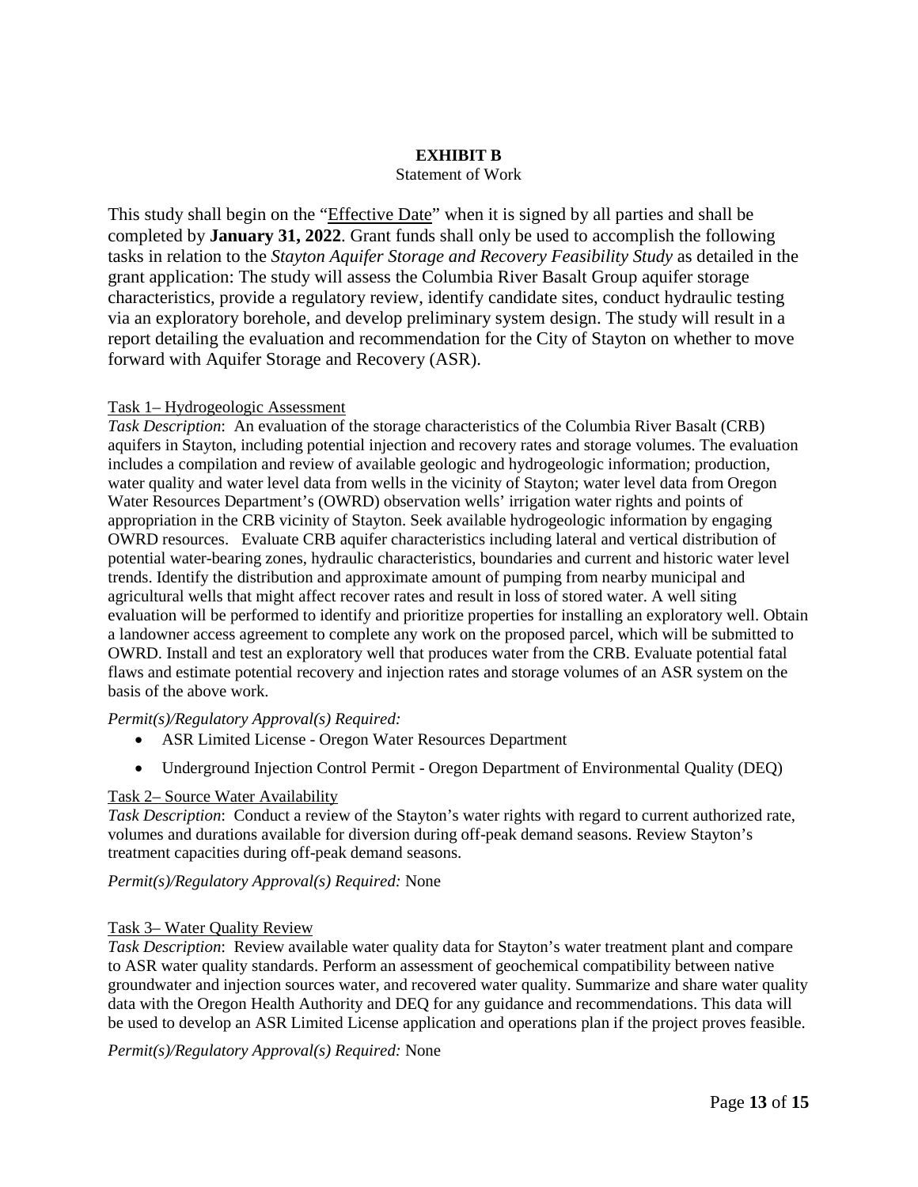# EXHIBIT B

Statement of Work

This study shall begin on the "Effective Date" when it is signed by all parties and shall be completed by **January 31, 2022**. Grant funds shall only be used to accomplish the following tasks in relation to the *Stayton Aquifer Storage and Recovery Feasibility Study* as detailed in the grant application: The study will assess the Columbia River Basalt Group aquifer storage characteristics, provide a regulatory review, identify candidate sites, conduct hydraulic testing via an exploratory borehole, and develop preliminary system design. The study will result in a report detailing the evaluation and recommendation for the City of Stayton on whether to move forward with Aquifer Storage and Recovery (ASR).

Task 1– Hydrogeologic Assessment

*Task Description*: An evaluation of the storage characteristics of the Columbia River Basalt (CRB) aquifers in Stayton, including potential injection and recovery rates and storage volumes. The evaluation includes a compilation and review of available geologic and hydrogeologic information; production, water quality and water level data from wells in the vicinity of Stayton; water level data from Oregon Water Resources Department's (OWRD) observation wells' irrigation water rights and points of appropriation in the CRB vicinity of Stayton. Seek available hydrogeologic information by engaging OWRD resources. Evaluate CRB aquifer characteristics including lateral and vertical distribution of potential water-bearing zones, hydraulic characteristics, boundaries and current and historic water level trends. Identify the distribution and approximate amount of pumping from nearby municipal and agricultural wells that might affect recover rates and result in loss of stored water. A well siting evaluation will be performed to identify and prioritize properties for installing an exploratory well. Obtain a landowner access agreement to complete any work on the proposed parcel, which will be submitted to OWRD. Install and test an exploratory well that produces water from the CRB. Evaluate potential fatal flaws and estimate potential recovery and injection rates and storage volumes of an ASR system on the basis of the above work.

*Permit(s)/Regulatory Approval(s) Required:*

- ASR Limited License - Oregon Water Resources Department
- Underground Injection Control Permit - Oregon Department of Environmental Quality (DEQ)

Task 2– Source Water Availability

*Task Description*: Conduct a review of the Stayton's water rights with regard to current authorized rate, volumes and durations available for diversion during off-peak demand seasons. Review Stayton's treatment capacities during off-peak demand seasons.

*Permit(s)/Regulatory Approval(s) Required:* None

Task 3– Water Quality Review

*Task Description*: Review available water quality data for Stayton's water treatment plant and compare to ASR water quality standards. Perform an assessment of geochemical compatibility between native groundwater and injection sources water, and recovered water quality. Summarize and share water quality data with the Oregon Health Authority and DEQ for any guidance and recommendations. This data will be used to develop an ASR Limited License application and operations plan if the project proves feasible.

*Permit(s)/Regulatory Approval(s) Required:* None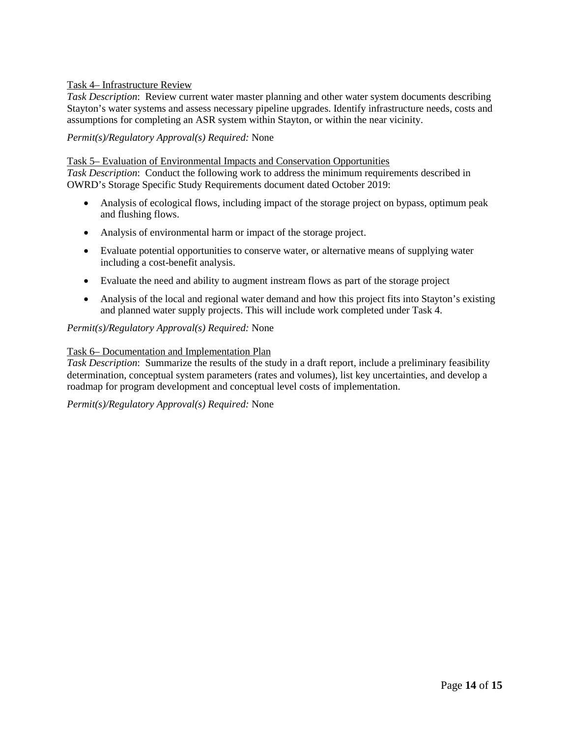Task 4– Infrastructure Review

*Task Description*: Review current water master planning and other water system documents describing Stayton's water systems and assess necessary pipeline upgrades. Identify infrastructure needs, costs and assumptions for completing an ASR system within Stayton, or within the near vicinity.

*Permit(s)/Regulatory Approval(s) Required:* None

Task 5– Evaluation of Environmental Impacts and Conservation Opportunities

*Task Description*: Conduct the following work to address the minimum requirements described in OWRD's Storage Specific Study Requirements document dated October 2019:

- Analysis of ecological flows, including impact of the storage project on bypass, optimum peak and flushing flows.
- Analysis of environmental harm or impact of the storage project.
- Evaluate potential opportunities to conserve water, or alternative means of supplying water including a cost-benefit analysis.
- Evaluate the need and ability to augment instream flows as part of the storage project
- Analysis of the local and regional water demand and how this project fits into Stayton's existing and planned water supply projects. This will include work completed under Task 4.

*Permit(s)/Regulatory Approval(s) Required:* None

Task 6– Documentation and Implementation Plan

*Task Description*: Summarize the results of the study in a draft report, include a preliminary feasibility determination, conceptual system parameters (rates and volumes), list key uncertainties, and develop a roadmap for program development and conceptual level costs of implementation.

*Permit(s)/Regulatory Approval(s) Required:* None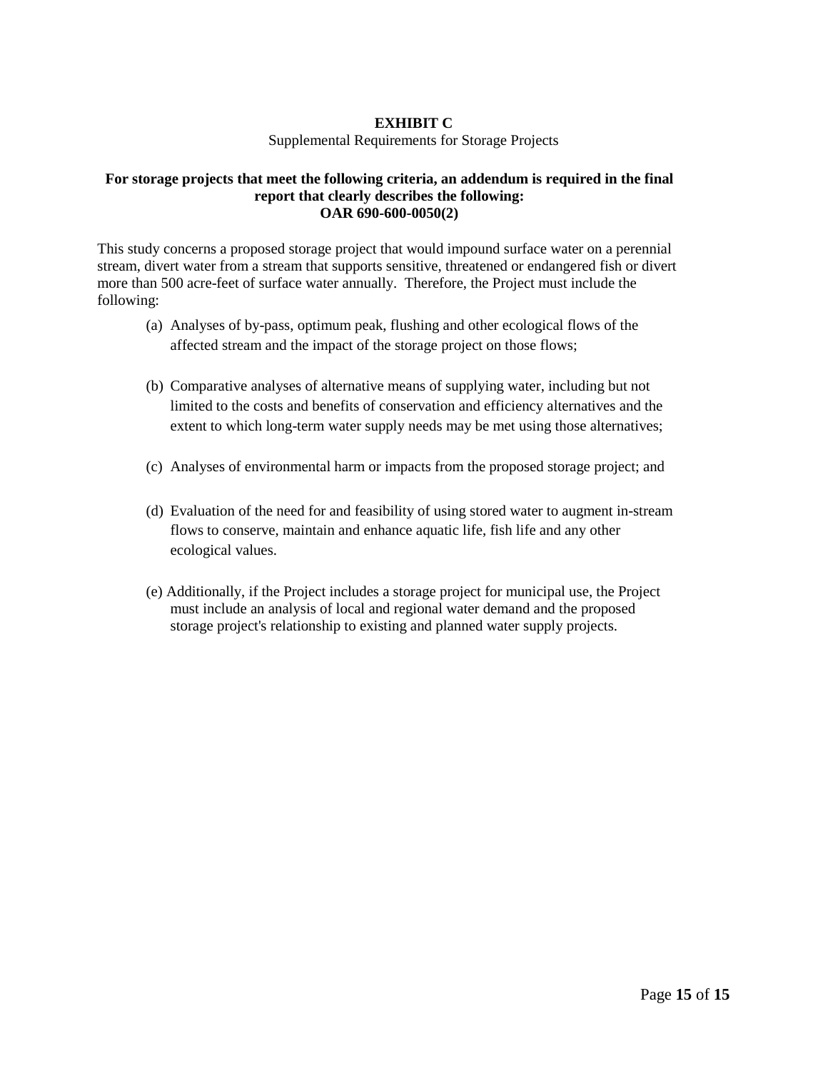# EXHIBIT C

Supplemental Requirements for Storage Projects

**For storage projects that meet the following criteria, an addendum is required in the final report that clearly describes the following:**
**OAR 690-600-0050(2)**

This study concerns a proposed storage project that would impound surface water on a perennial stream, divert water from a stream that supports sensitive, threatened or endangered fish or divert more than 500 acre-feet of surface water annually. Therefore, the Project must include the following:

(a) Analyses of by-pass, optimum peak, flushing and other ecological flows of the affected stream and the impact of the storage project on those flows;

(b) Comparative analyses of alternative means of supplying water, including but not limited to the costs and benefits of conservation and efficiency alternatives and the extent to which long-term water supply needs may be met using those alternatives;

(c) Analyses of environmental harm or impacts from the proposed storage project; and

(d) Evaluation of the need for and feasibility of using stored water to augment in-stream flows to conserve, maintain and enhance aquatic life, fish life and any other ecological values.

(e) Additionally, if the Project includes a storage project for municipal use, the Project must include an analysis of local and regional water demand and the proposed storage project's relationship to existing and planned water supply projects.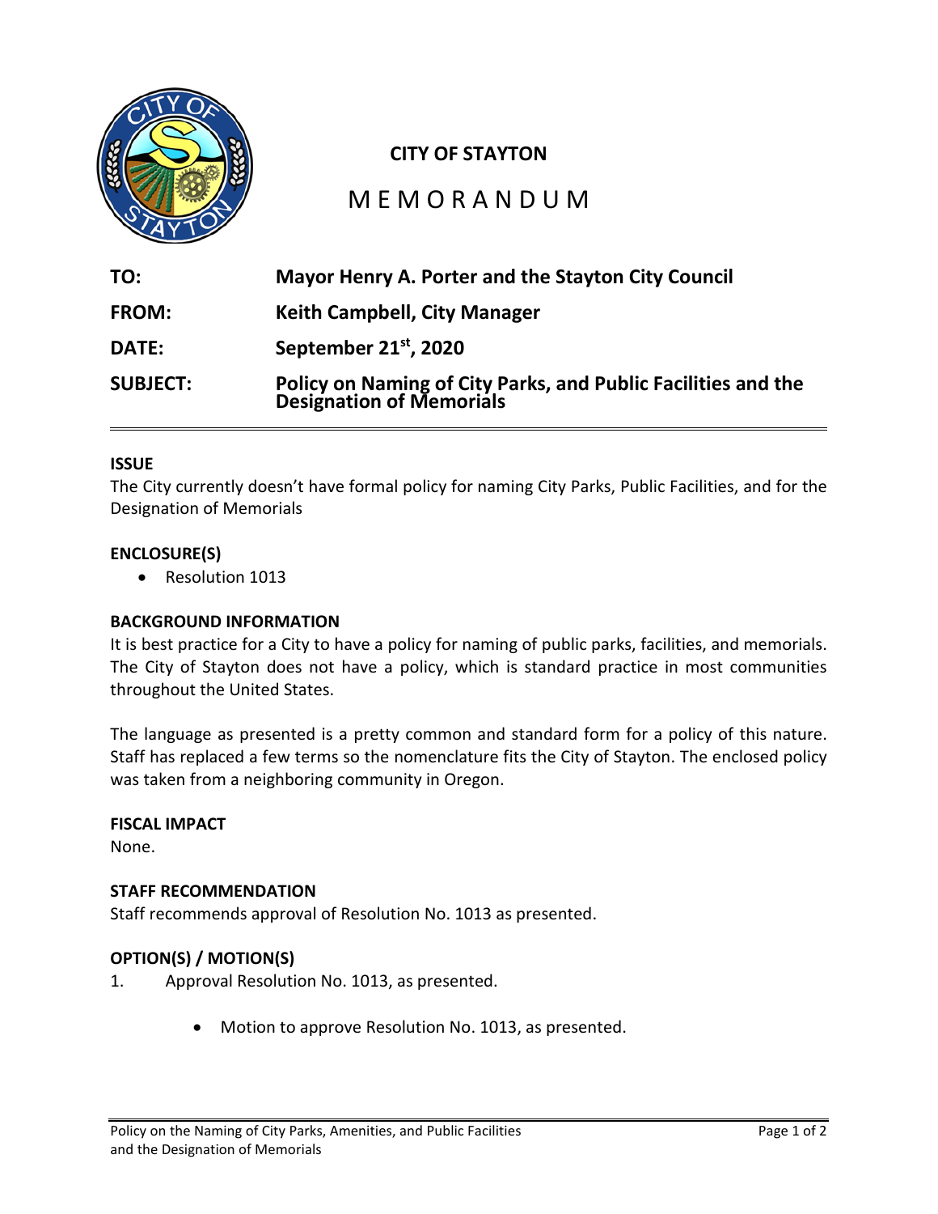**CITY OF STAYTON**

# MEMORANDUM

**TO:** Mayor Henry A. Porter and the Stayton City Council

**FROM:** Keith Campbell, City Manager

**DATE:** September 21st, 2020

**SUBJECT:** Policy on Naming of City Parks, and Public Facilities and the Designation of Memorials

---

**ISSUE**

The City currently doesn't have formal policy for naming City Parks, Public Facilities, and for the Designation of Memorials

**ENCLOSURE(S)**

- Resolution 1013

**BACKGROUND INFORMATION**

It is best practice for a City to have a policy for naming of public parks, facilities, and memorials. The City of Stayton does not have a policy, which is standard practice in most communities throughout the United States.

The language as presented is a pretty common and standard form for a policy of this nature. Staff has replaced a few terms so the nomenclature fits the City of Stayton. The enclosed policy was taken from a neighboring community in Oregon.

**FISCAL IMPACT**

None.

**STAFF RECOMMENDATION**

Staff recommends approval of Resolution No. 1013 as presented.

**OPTION(S) / MOTION(S)**

1. Approval Resolution No. 1013, as presented.

    - Motion to approve Resolution No. 1013, as presented.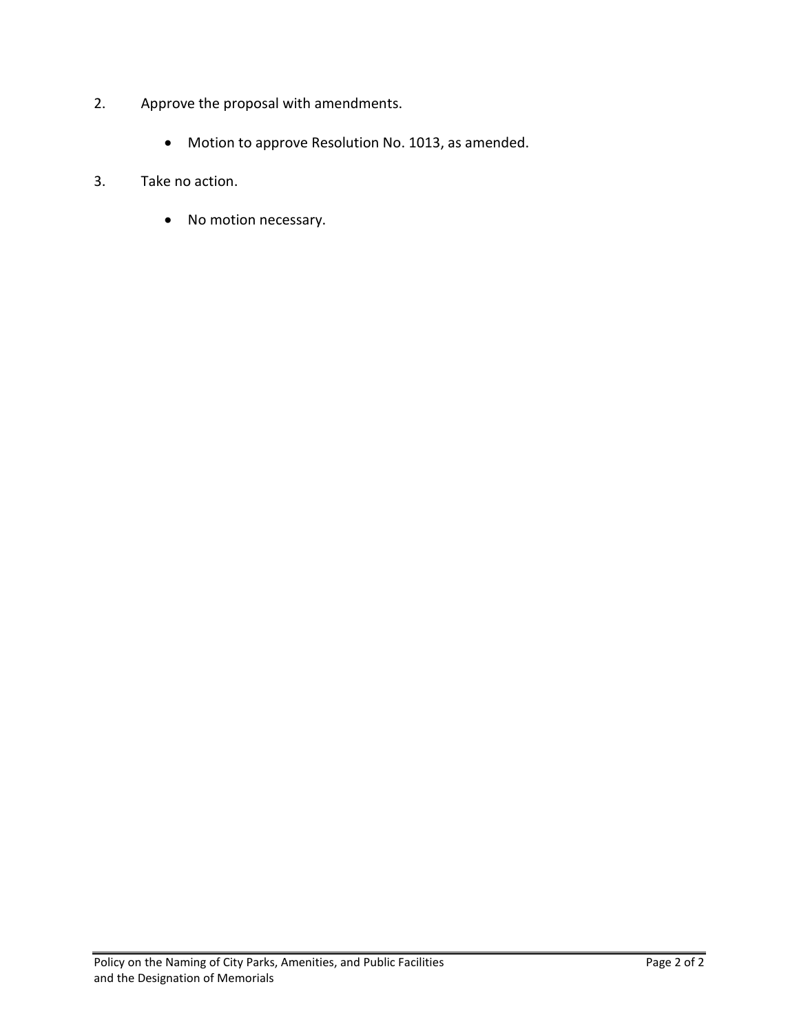2. Approve the proposal with amendments.

    - Motion to approve Resolution No. 1013, as amended.

3. Take no action.

    - No motion necessary.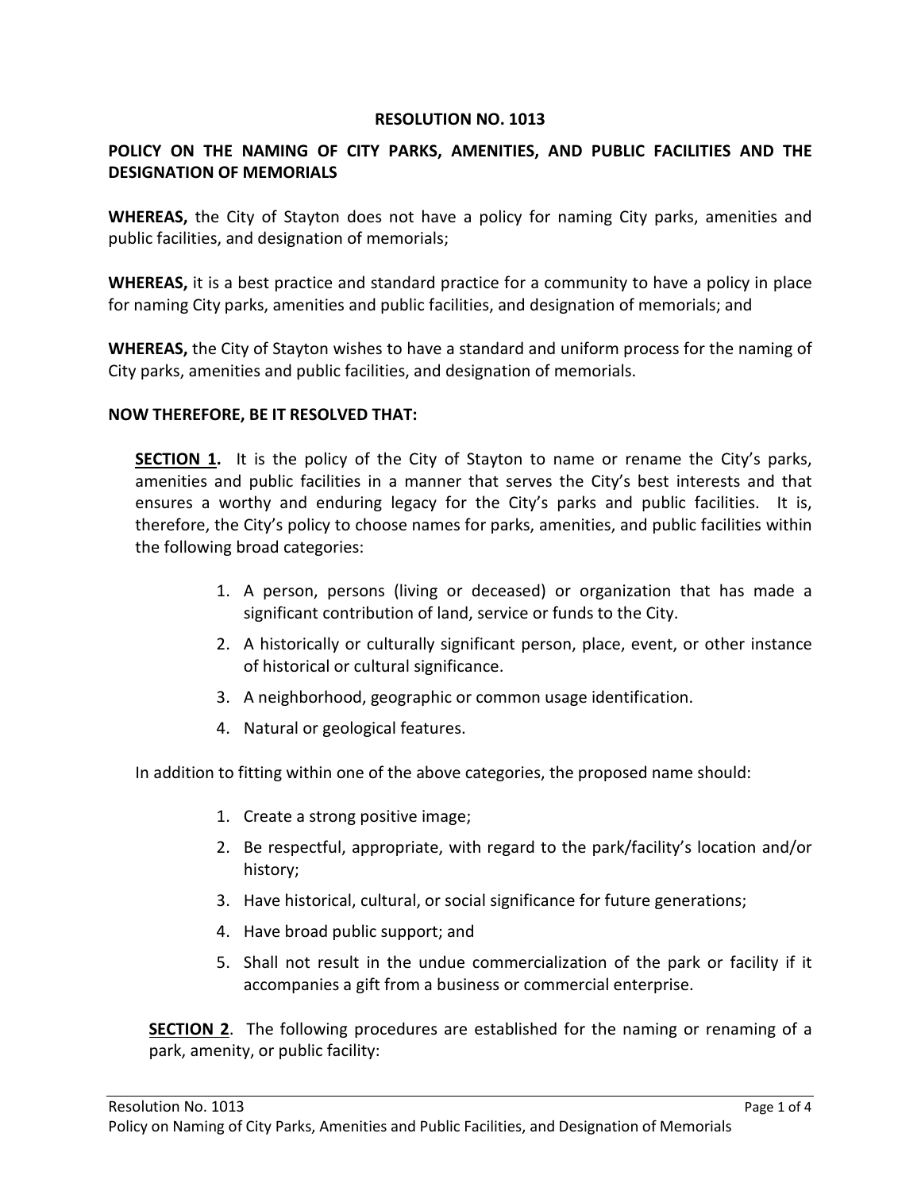# RESOLUTION NO. 1013

## POLICY ON THE NAMING OF CITY PARKS, AMENITIES, AND PUBLIC FACILITIES AND THE DESIGNATION OF MEMORIALS

**WHEREAS,** the City of Stayton does not have a policy for naming City parks, amenities and public facilities, and designation of memorials;

**WHEREAS,** it is a best practice and standard practice for a community to have a policy in place for naming City parks, amenities and public facilities, and designation of memorials; and

**WHEREAS,** the City of Stayton wishes to have a standard and uniform process for the naming of City parks, amenities and public facilities, and designation of memorials.

**NOW THEREFORE, BE IT RESOLVED THAT:**

**SECTION 1.** It is the policy of the City of Stayton to name or rename the City's parks, amenities and public facilities in a manner that serves the City's best interests and that ensures a worthy and enduring legacy for the City's parks and public facilities. It is, therefore, the City's policy to choose names for parks, amenities, and public facilities within the following broad categories:

1. A person, persons (living or deceased) or organization that has made a significant contribution of land, service or funds to the City.
2. A historically or culturally significant person, place, event, or other instance of historical or cultural significance.
3. A neighborhood, geographic or common usage identification.
4. Natural or geological features.

In addition to fitting within one of the above categories, the proposed name should:

1. Create a strong positive image;
2. Be respectful, appropriate, with regard to the park/facility's location and/or history;
3. Have historical, cultural, or social significance for future generations;
4. Have broad public support; and
5. Shall not result in the undue commercialization of the park or facility if it accompanies a gift from a business or commercial enterprise.

**SECTION 2**. The following procedures are established for the naming or renaming of a park, amenity, or public facility: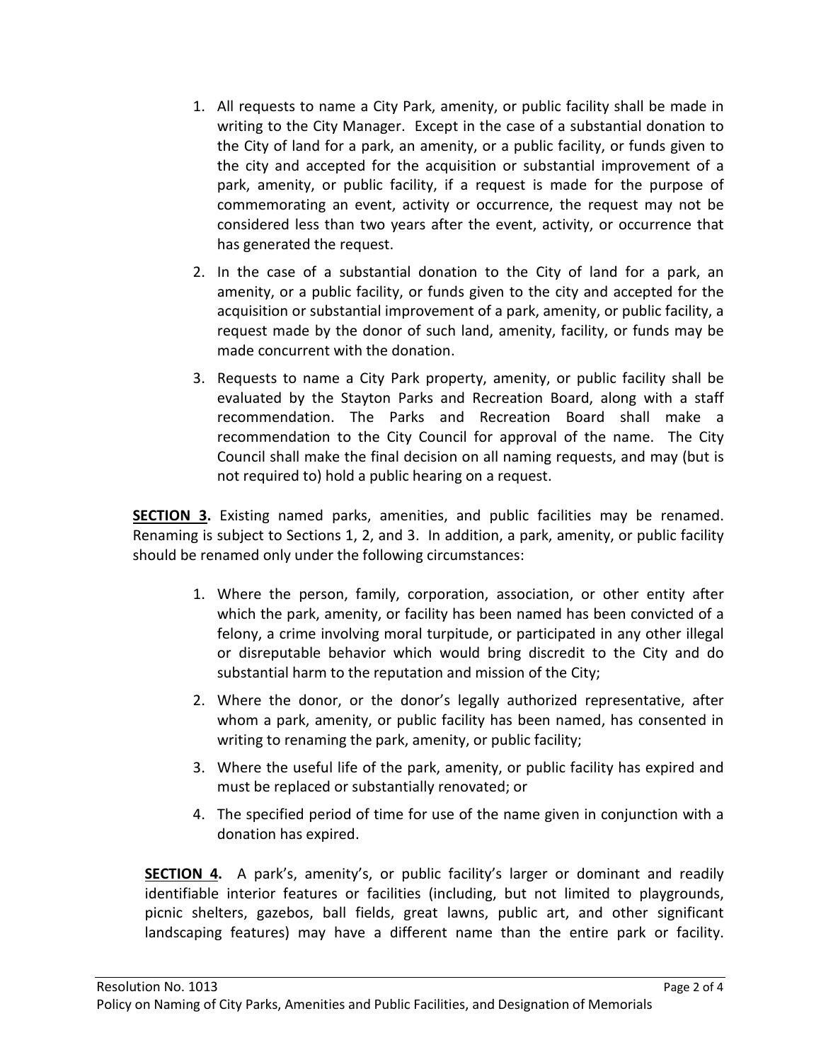1. All requests to name a City Park, amenity, or public facility shall be made in writing to the City Manager. Except in the case of a substantial donation to the City of land for a park, an amenity, or a public facility, or funds given to the city and accepted for the acquisition or substantial improvement of a park, amenity, or public facility, if a request is made for the purpose of commemorating an event, activity or occurrence, the request may not be considered less than two years after the event, activity, or occurrence that has generated the request.
2. In the case of a substantial donation to the City of land for a park, an amenity, or a public facility, or funds given to the city and accepted for the acquisition or substantial improvement of a park, amenity, or public facility, a request made by the donor of such land, amenity, facility, or funds may be made concurrent with the donation.
3. Requests to name a City Park property, amenity, or public facility shall be evaluated by the Stayton Parks and Recreation Board, along with a staff recommendation. The Parks and Recreation Board shall make a recommendation to the City Council for approval of the name. The City Council shall make the final decision on all naming requests, and may (but is not required to) hold a public hearing on a request.

**SECTION 3.** Existing named parks, amenities, and public facilities may be renamed. Renaming is subject to Sections 1, 2, and 3. In addition, a park, amenity, or public facility should be renamed only under the following circumstances:

1. Where the person, family, corporation, association, or other entity after which the park, amenity, or facility has been named has been convicted of a felony, a crime involving moral turpitude, or participated in any other illegal or disreputable behavior which would bring discredit to the City and do substantial harm to the reputation and mission of the City;
2. Where the donor, or the donor's legally authorized representative, after whom a park, amenity, or public facility has been named, has consented in writing to renaming the park, amenity, or public facility;
3. Where the useful life of the park, amenity, or public facility has expired and must be replaced or substantially renovated; or
4. The specified period of time for use of the name given in conjunction with a donation has expired.

**SECTION 4.** A park's, amenity's, or public facility's larger or dominant and readily identifiable interior features or facilities (including, but not limited to playgrounds, picnic shelters, gazebos, ball fields, great lawns, public art, and other significant landscaping features) may have a different name than the entire park or facility.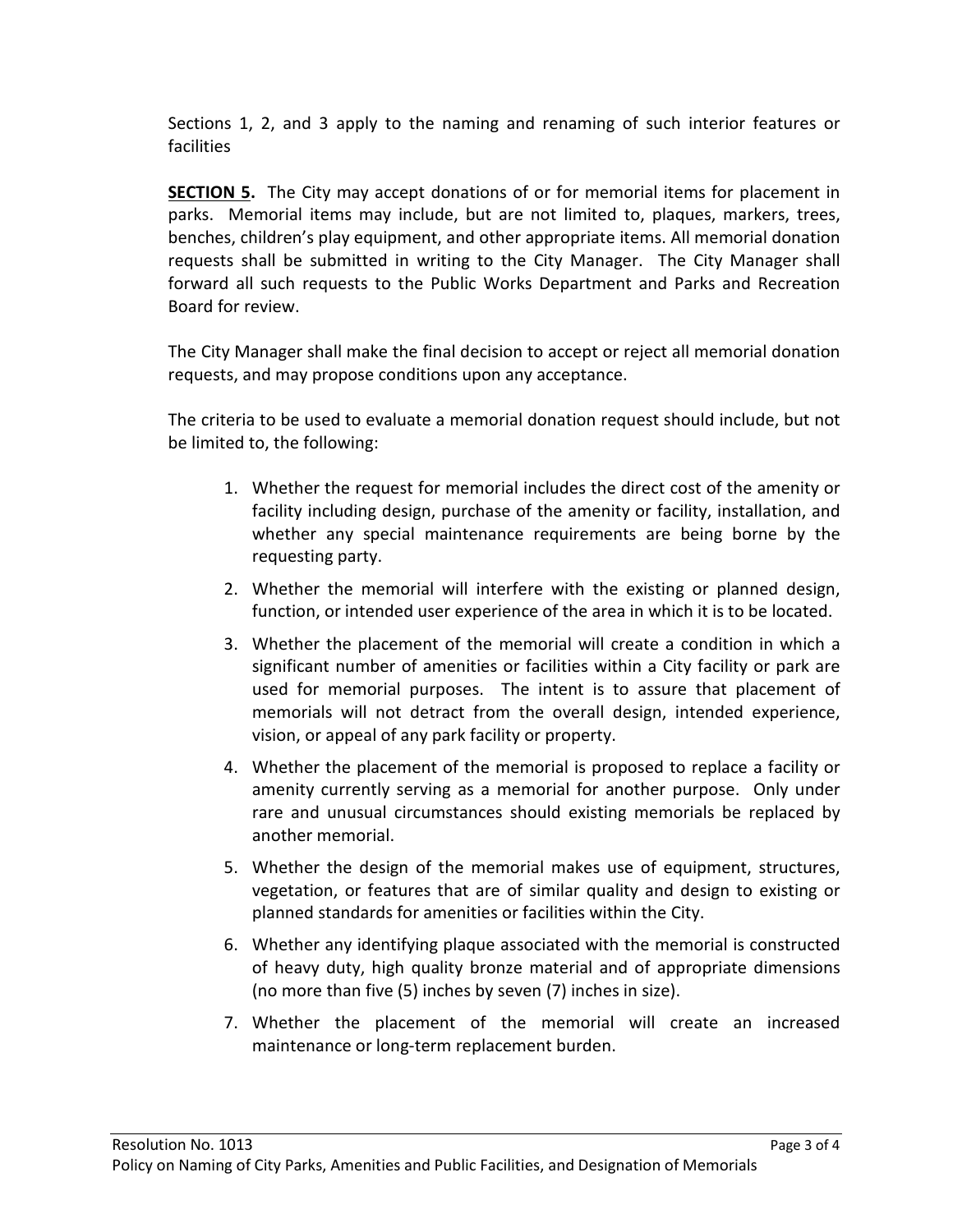Sections 1, 2, and 3 apply to the naming and renaming of such interior features or facilities

**SECTION 5.** The City may accept donations of or for memorial items for placement in parks. Memorial items may include, but are not limited to, plaques, markers, trees, benches, children's play equipment, and other appropriate items. All memorial donation requests shall be submitted in writing to the City Manager. The City Manager shall forward all such requests to the Public Works Department and Parks and Recreation Board for review.

The City Manager shall make the final decision to accept or reject all memorial donation requests, and may propose conditions upon any acceptance.

The criteria to be used to evaluate a memorial donation request should include, but not be limited to, the following:

1. Whether the request for memorial includes the direct cost of the amenity or facility including design, purchase of the amenity or facility, installation, and whether any special maintenance requirements are being borne by the requesting party.
2. Whether the memorial will interfere with the existing or planned design, function, or intended user experience of the area in which it is to be located.
3. Whether the placement of the memorial will create a condition in which a significant number of amenities or facilities within a City facility or park are used for memorial purposes. The intent is to assure that placement of memorials will not detract from the overall design, intended experience, vision, or appeal of any park facility or property.
4. Whether the placement of the memorial is proposed to replace a facility or amenity currently serving as a memorial for another purpose. Only under rare and unusual circumstances should existing memorials be replaced by another memorial.
5. Whether the design of the memorial makes use of equipment, structures, vegetation, or features that are of similar quality and design to existing or planned standards for amenities or facilities within the City.
6. Whether any identifying plaque associated with the memorial is constructed of heavy duty, high quality bronze material and of appropriate dimensions (no more than five (5) inches by seven (7) inches in size).
7. Whether the placement of the memorial will create an increased maintenance or long-term replacement burden.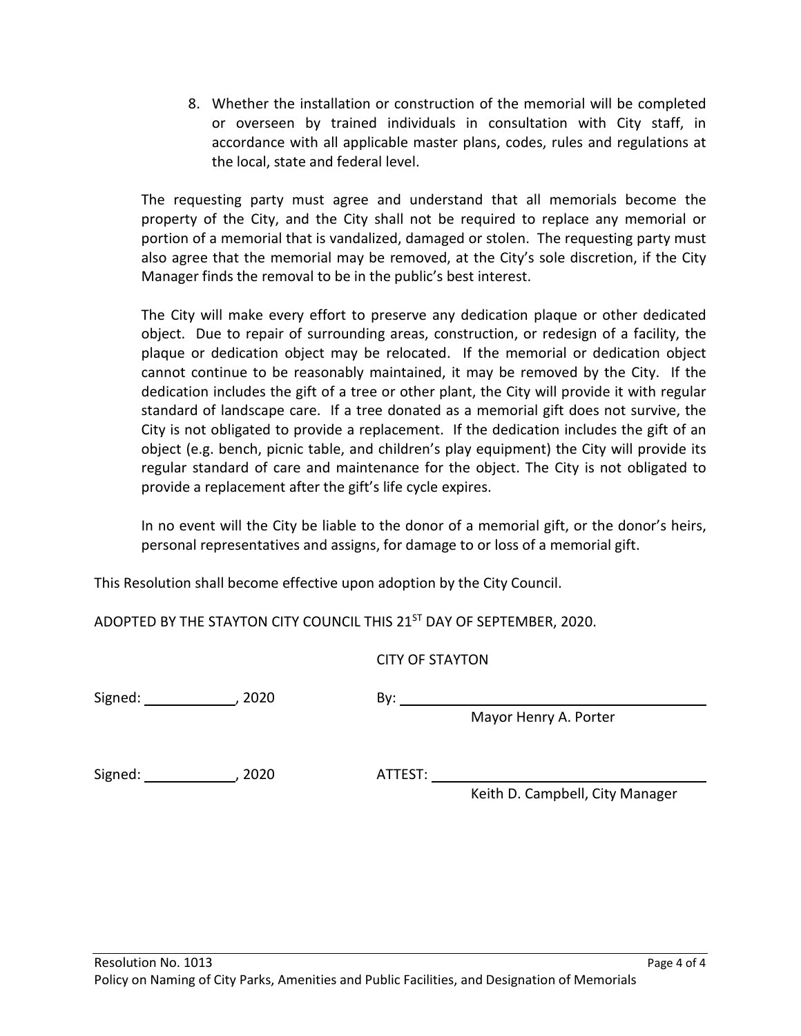8. Whether the installation or construction of the memorial will be completed or overseen by trained individuals in consultation with City staff, in accordance with all applicable master plans, codes, rules and regulations at the local, state and federal level.

The requesting party must agree and understand that all memorials become the property of the City, and the City shall not be required to replace any memorial or portion of a memorial that is vandalized, damaged or stolen. The requesting party must also agree that the memorial may be removed, at the City's sole discretion, if the City Manager finds the removal to be in the public's best interest.

The City will make every effort to preserve any dedication plaque or other dedicated object. Due to repair of surrounding areas, construction, or redesign of a facility, the plaque or dedication object may be relocated. If the memorial or dedication object cannot continue to be reasonably maintained, it may be removed by the City. If the dedication includes the gift of a tree or other plant, the City will provide it with regular standard of landscape care. If a tree donated as a memorial gift does not survive, the City is not obligated to provide a replacement. If the dedication includes the gift of an object (e.g. bench, picnic table, and children's play equipment) the City will provide its regular standard of care and maintenance for the object. The City is not obligated to provide a replacement after the gift's life cycle expires.

In no event will the City be liable to the donor of a memorial gift, or the donor's heirs, personal representatives and assigns, for damage to or loss of a memorial gift.

This Resolution shall become effective upon adoption by the City Council.

ADOPTED BY THE STAYTON CITY COUNCIL THIS 21ST DAY OF SEPTEMBER, 2020.

CITY OF STAYTON

Signed: ____________, 2020 By: ______________________________

Mayor Henry A. Porter

Signed: ____________, 2020 ATTEST: ______________________________

Keith D. Campbell, City Manager

Resolution No. 1013

Policy on Naming of City Parks, Amenities and Public Facilities, and Designation of Memorials